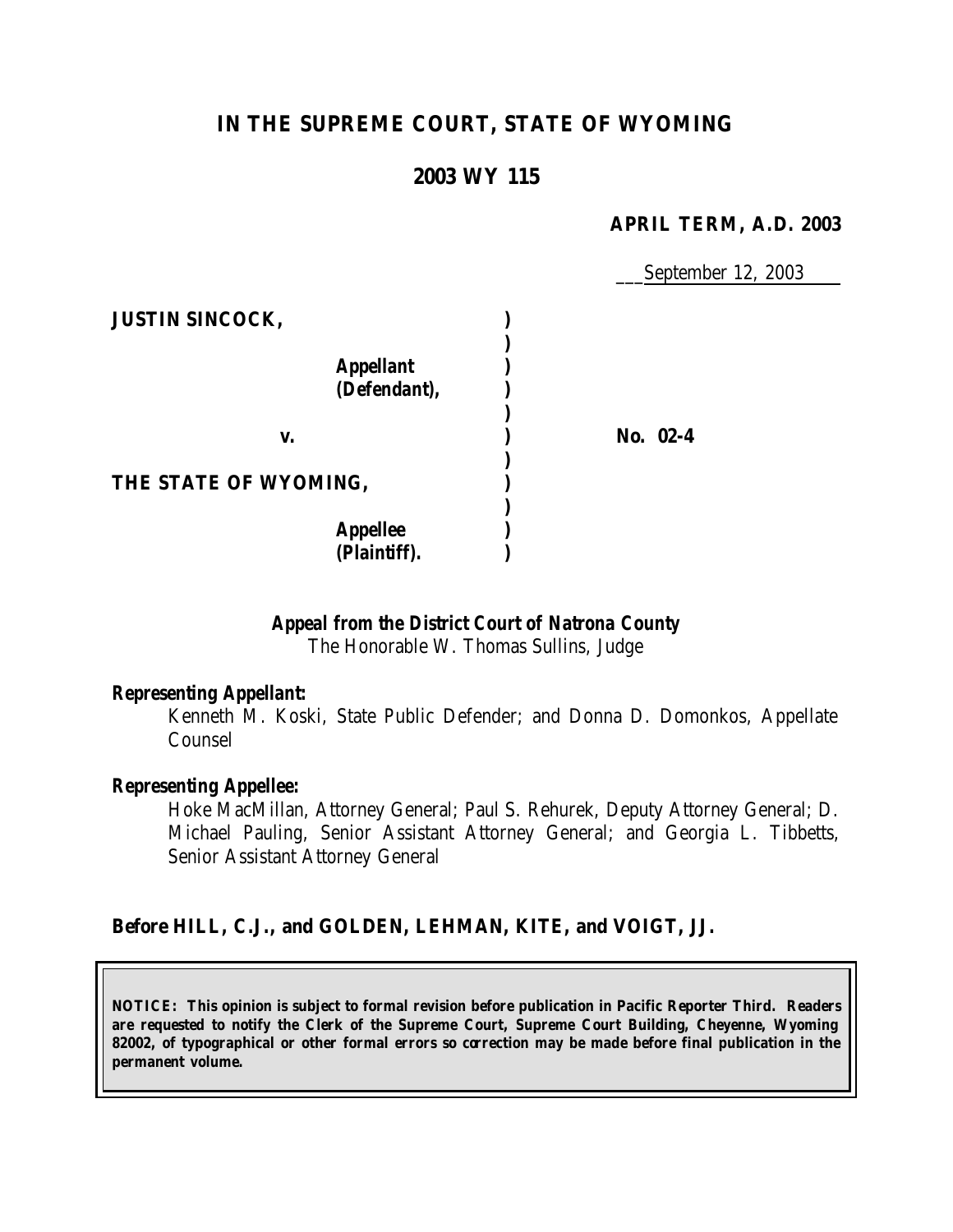# IN THE SUPREME COURT, STATE OF WYOMING

## 2003 WY 115

**APRIL TERM, A.D. 2003**

September 12, 2003

**JUSTIN SINCOCK,**

***Appellant (Defendant),***

**v.**

**No. 02-4**

**THE STATE OF WYOMING,**

***Appellee (Plaintiff).***

***Appeal from the District Court of Natrona County***
The Honorable W. Thomas Sullins, Judge

***Representing Appellant:***
Kenneth M. Koski, State Public Defender; and Donna D. Domonkos, Appellate Counsel

***Representing Appellee:***
Hoke MacMillan, Attorney General; Paul S. Rehurek, Deputy Attorney General; D. Michael Pauling, Senior Assistant Attorney General; and Georgia L. Tibbetts, Senior Assistant Attorney General

**Before HILL, C.J., and GOLDEN, LEHMAN, KITE, and VOIGT, JJ.**

**NOTICE: This opinion is subject to formal revision before publication in Pacific Reporter Third. Readers are requested to notify the Clerk of the Supreme Court, Supreme Court Building, Cheyenne, Wyoming 82002, of typographical or other formal errors so correction may be made before final publication in the permanent volume.**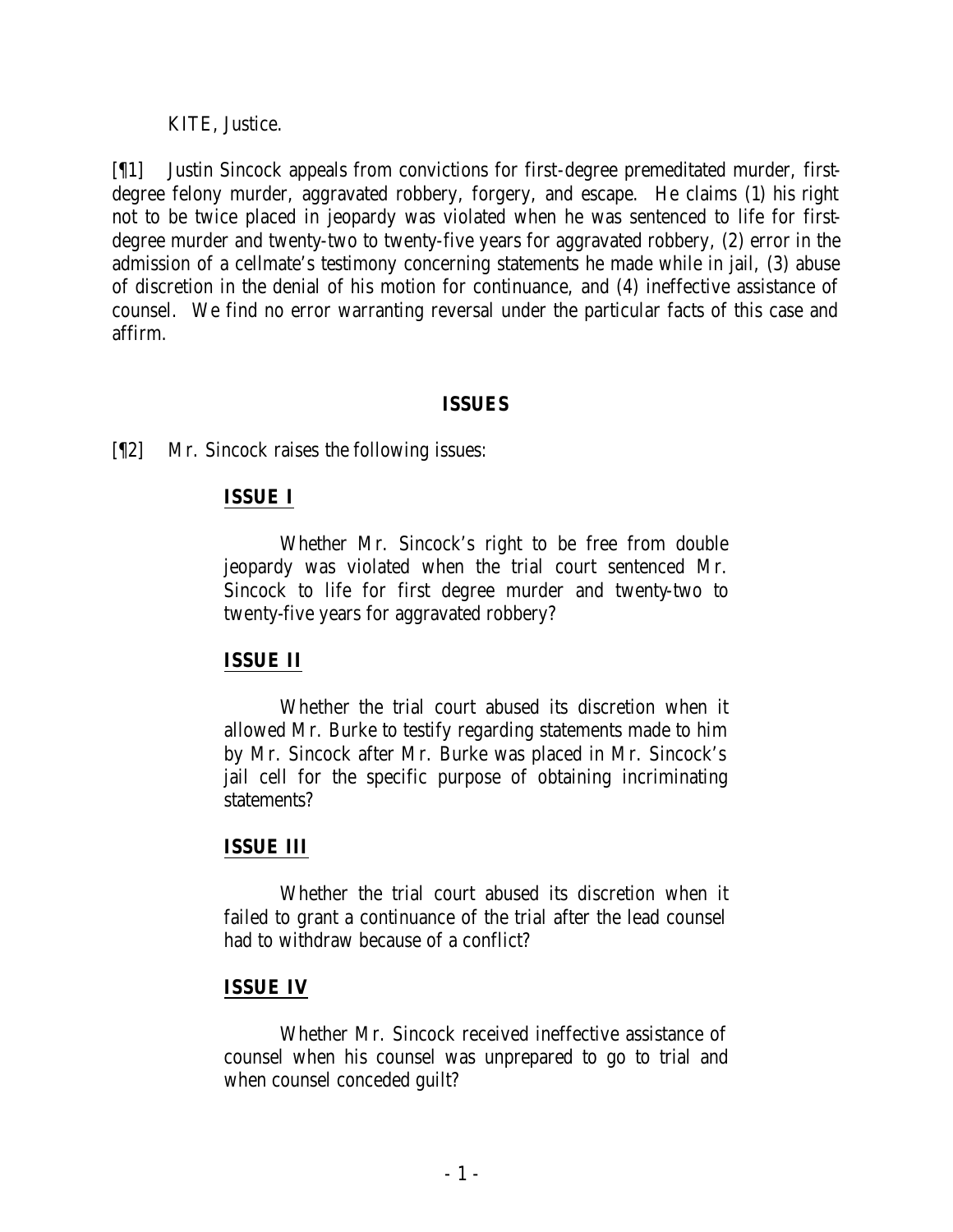KITE, Justice.

[¶1] Justin Sincock appeals from convictions for first-degree premeditated murder, first-degree felony murder, aggravated robbery, forgery, and escape. He claims (1) his right not to be twice placed in jeopardy was violated when he was sentenced to life for first-degree murder and twenty-two to twenty-five years for aggravated robbery, (2) error in the admission of a cellmate's testimony concerning statements he made while in jail, (3) abuse of discretion in the denial of his motion for continuance, and (4) ineffective assistance of counsel. We find no error warranting reversal under the particular facts of this case and affirm.

## ISSUES

[¶2] Mr. Sincock raises the following issues:

> **ISSUE I**
>
> Whether Mr. Sincock's right to be free from double jeopardy was violated when the trial court sentenced Mr. Sincock to life for first degree murder and twenty-two to twenty-five years for aggravated robbery?
>
> **ISSUE II**
>
> Whether the trial court abused its discretion when it allowed Mr. Burke to testify regarding statements made to him by Mr. Sincock after Mr. Burke was placed in Mr. Sincock's jail cell for the specific purpose of obtaining incriminating statements?
>
> **ISSUE III**
>
> Whether the trial court abused its discretion when it failed to grant a continuance of the trial after the lead counsel had to withdraw because of a conflict?
>
> **ISSUE IV**
>
> Whether Mr. Sincock received ineffective assistance of counsel when his counsel was unprepared to go to trial and when counsel conceded guilt?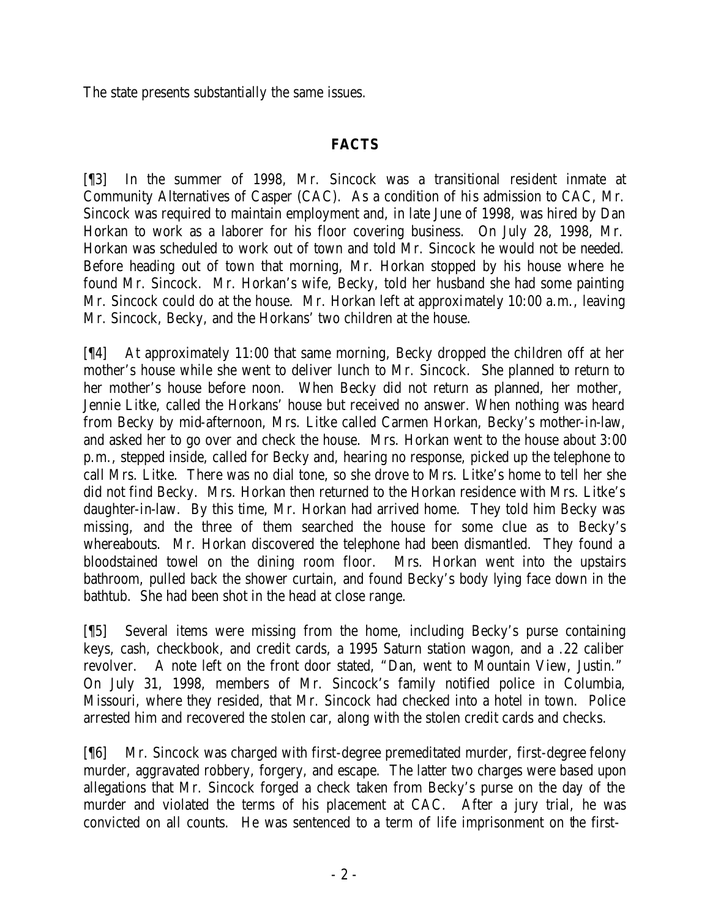The state presents substantially the same issues.

## FACTS

[¶3] In the summer of 1998, Mr. Sincock was a transitional resident inmate at Community Alternatives of Casper (CAC). As a condition of his admission to CAC, Mr. Sincock was required to maintain employment and, in late June of 1998, was hired by Dan Horkan to work as a laborer for his floor covering business. On July 28, 1998, Mr. Horkan was scheduled to work out of town and told Mr. Sincock he would not be needed. Before heading out of town that morning, Mr. Horkan stopped by his house where he found Mr. Sincock. Mr. Horkan's wife, Becky, told her husband she had some painting Mr. Sincock could do at the house. Mr. Horkan left at approximately 10:00 a.m., leaving Mr. Sincock, Becky, and the Horkans' two children at the house.

[¶4] At approximately 11:00 that same morning, Becky dropped the children off at her mother's house while she went to deliver lunch to Mr. Sincock. She planned to return to her mother's house before noon. When Becky did not return as planned, her mother, Jennie Litke, called the Horkans' house but received no answer. When nothing was heard from Becky by mid-afternoon, Mrs. Litke called Carmen Horkan, Becky's mother-in-law, and asked her to go over and check the house. Mrs. Horkan went to the house about 3:00 p.m., stepped inside, called for Becky and, hearing no response, picked up the telephone to call Mrs. Litke. There was no dial tone, so she drove to Mrs. Litke's home to tell her she did not find Becky. Mrs. Horkan then returned to the Horkan residence with Mrs. Litke's daughter-in-law. By this time, Mr. Horkan had arrived home. They told him Becky was missing, and the three of them searched the house for some clue as to Becky's whereabouts. Mr. Horkan discovered the telephone had been dismantled. They found a bloodstained towel on the dining room floor. Mrs. Horkan went into the upstairs bathroom, pulled back the shower curtain, and found Becky's body lying face down in the bathtub. She had been shot in the head at close range.

[¶5] Several items were missing from the home, including Becky's purse containing keys, cash, checkbook, and credit cards, a 1995 Saturn station wagon, and a .22 caliber revolver. A note left on the front door stated, "Dan, went to Mountain View, Justin." On July 31, 1998, members of Mr. Sincock's family notified police in Columbia, Missouri, where they resided, that Mr. Sincock had checked into a hotel in town. Police arrested him and recovered the stolen car, along with the stolen credit cards and checks.

[¶6] Mr. Sincock was charged with first-degree premeditated murder, first-degree felony murder, aggravated robbery, forgery, and escape. The latter two charges were based upon allegations that Mr. Sincock forged a check taken from Becky's purse on the day of the murder and violated the terms of his placement at CAC. After a jury trial, he was convicted on all counts. He was sentenced to a term of life imprisonment on the first-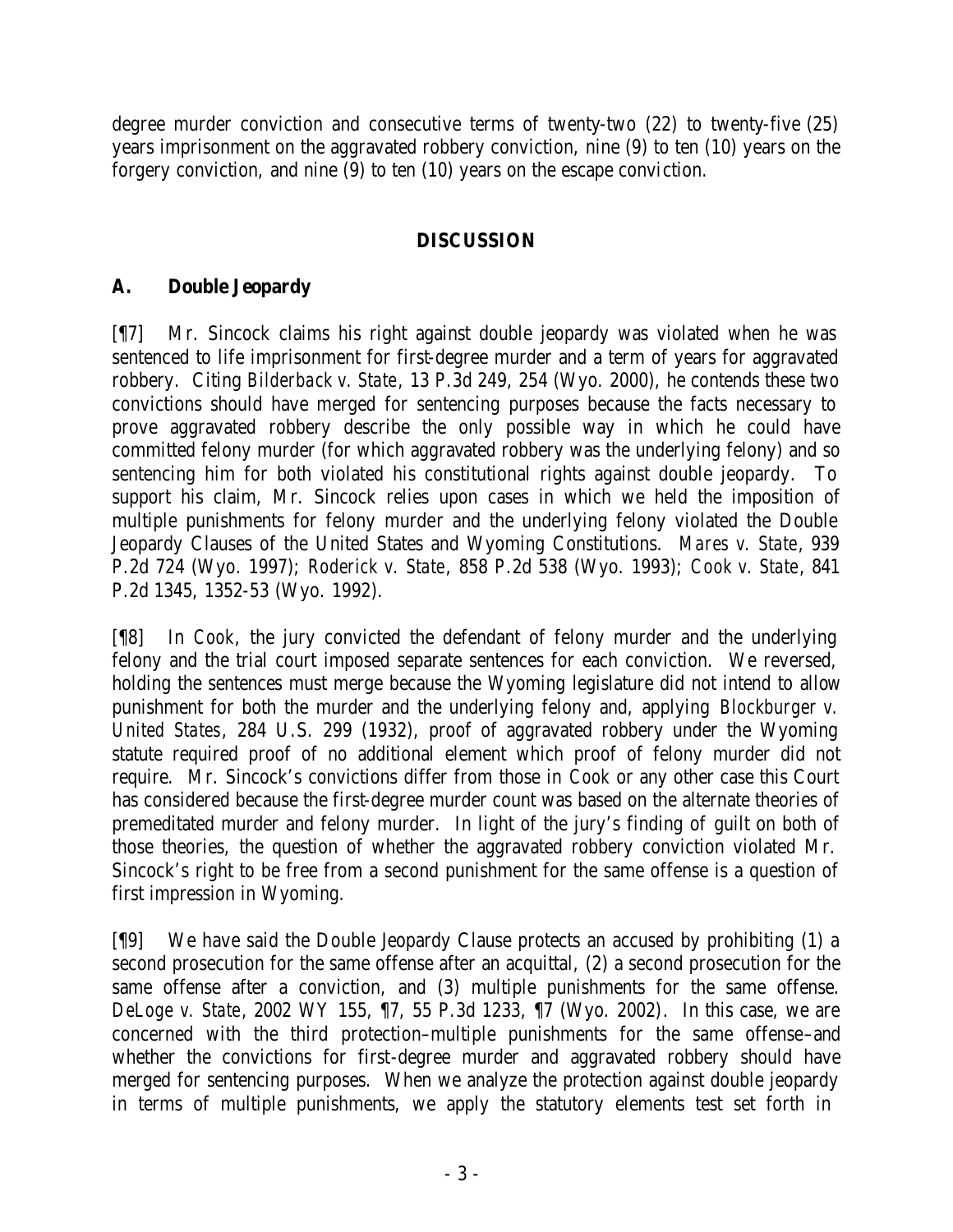degree murder conviction and consecutive terms of twenty-two (22) to twenty-five (25) years imprisonment on the aggravated robbery conviction, nine (9) to ten (10) years on the forgery conviction, and nine (9) to ten (10) years on the escape conviction.

## DISCUSSION

### A. Double Jeopardy

[¶7] Mr. Sincock claims his right against double jeopardy was violated when he was sentenced to life imprisonment for first-degree murder and a term of years for aggravated robbery. Citing *Bilderback v. State*, 13 P.3d 249, 254 (Wyo. 2000), he contends these two convictions should have merged for sentencing purposes because the facts necessary to prove aggravated robbery describe the only possible way in which he could have committed felony murder (for which aggravated robbery was the underlying felony) and so sentencing him for both violated his constitutional rights against double jeopardy. To support his claim, Mr. Sincock relies upon cases in which we held the imposition of multiple punishments for felony murder and the underlying felony violated the Double Jeopardy Clauses of the United States and Wyoming Constitutions. *Mares v. State*, 939 P.2d 724 (Wyo. 1997); *Roderick v. State*, 858 P.2d 538 (Wyo. 1993); *Cook v. State*, 841 P.2d 1345, 1352-53 (Wyo. 1992).

[¶8] In *Cook*, the jury convicted the defendant of felony murder and the underlying felony and the trial court imposed separate sentences for each conviction. We reversed, holding the sentences must merge because the Wyoming legislature did not intend to allow punishment for both the murder and the underlying felony and, applying *Blockburger v. United States*, 284 U.S. 299 (1932), proof of aggravated robbery under the Wyoming statute required proof of no additional element which proof of felony murder did not require. Mr. Sincock's convictions differ from those in *Cook* or any other case this Court has considered because the first-degree murder count was based on the alternate theories of premeditated murder and felony murder. In light of the jury's finding of guilt on both of those theories, the question of whether the aggravated robbery conviction violated Mr. Sincock's right to be free from a second punishment for the same offense is a question of first impression in Wyoming.

[¶9] We have said the Double Jeopardy Clause protects an accused by prohibiting (1) a second prosecution for the same offense after an acquittal, (2) a second prosecution for the same offense after a conviction, and (3) multiple punishments for the same offense. *DeLoge v. State*, 2002 WY 155, ¶7, 55 P.3d 1233, ¶7 (Wyo. 2002). In this case, we are concerned with the third protection–multiple punishments for the same offense–and whether the convictions for first-degree murder and aggravated robbery should have merged for sentencing purposes. When we analyze the protection against double jeopardy in terms of multiple punishments, we apply the statutory elements test set forth in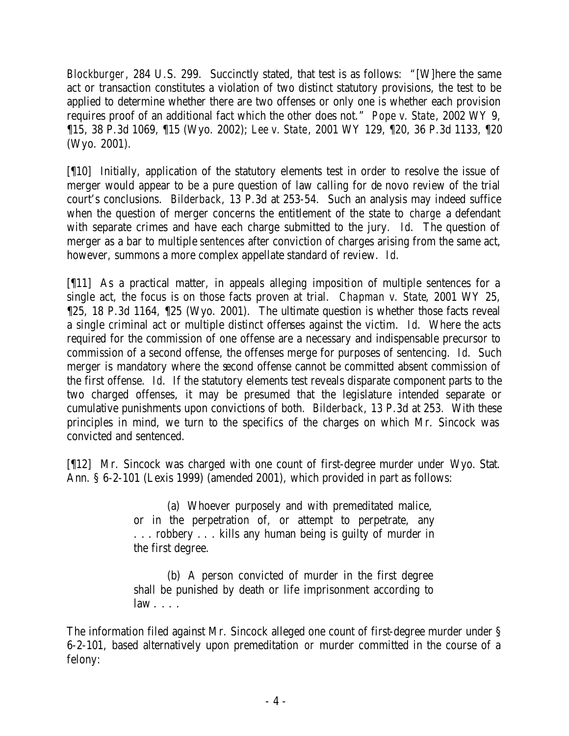*Blockburger*, 284 U.S. 299. Succinctly stated, that test is as follows: "[W]here the same act or transaction constitutes a violation of two distinct statutory provisions, the test to be applied to determine whether there are two offenses or only one is whether each provision requires proof of an additional fact which the other does not." *Pope v. State*, 2002 WY 9, ¶15, 38 P.3d 1069, ¶15 (Wyo. 2002); *Lee v. State*, 2001 WY 129, ¶20, 36 P.3d 1133, ¶20 (Wyo. 2001).

[¶10] Initially, application of the statutory elements test in order to resolve the issue of merger would appear to be a pure question of law calling for de novo review of the trial court's conclusions. *Bilderback*, 13 P.3d at 253-54. Such an analysis may indeed suffice when the question of merger concerns the entitlement of the state to *charge* a defendant with separate crimes and have each charge submitted to the jury. *Id.* The question of merger as a bar to multiple *sentences* after conviction of charges arising from the same act, however, summons a more complex appellate standard of review. *Id.*

[¶11] As a practical matter, in appeals alleging imposition of multiple sentences for a single act, the focus is on those facts proven at trial. *Chapman v. State*, 2001 WY 25, ¶25, 18 P.3d 1164, ¶25 (Wyo. 2001). The ultimate question is whether those facts reveal a single criminal act or multiple distinct offenses against the victim. *Id.* Where the acts required for the commission of one offense are a necessary and indispensable precursor to commission of a second offense, the offenses merge for purposes of sentencing. *Id.* Such merger is mandatory where the second offense cannot be committed absent commission of the first offense. *Id.* If the statutory elements test reveals disparate component parts to the two charged offenses, it may be presumed that the legislature intended separate or cumulative punishments upon convictions of both. *Bilderback*, 13 P.3d at 253. With these principles in mind, we turn to the specifics of the charges on which Mr. Sincock was convicted and sentenced.

[¶12] Mr. Sincock was charged with one count of first-degree murder under Wyo. Stat. Ann. § 6-2-101 (Lexis 1999) (amended 2001), which provided in part as follows:

> (a) Whoever purposely and with premeditated malice, or in the perpetration of, or attempt to perpetrate, any . . . robbery . . . kills any human being is guilty of murder in the first degree.
>
> (b) A person convicted of murder in the first degree shall be punished by death or life imprisonment according to law . . . .

The information filed against Mr. Sincock alleged one count of first-degree murder under § 6-2-101, based alternatively upon premeditation or murder committed in the course of a felony: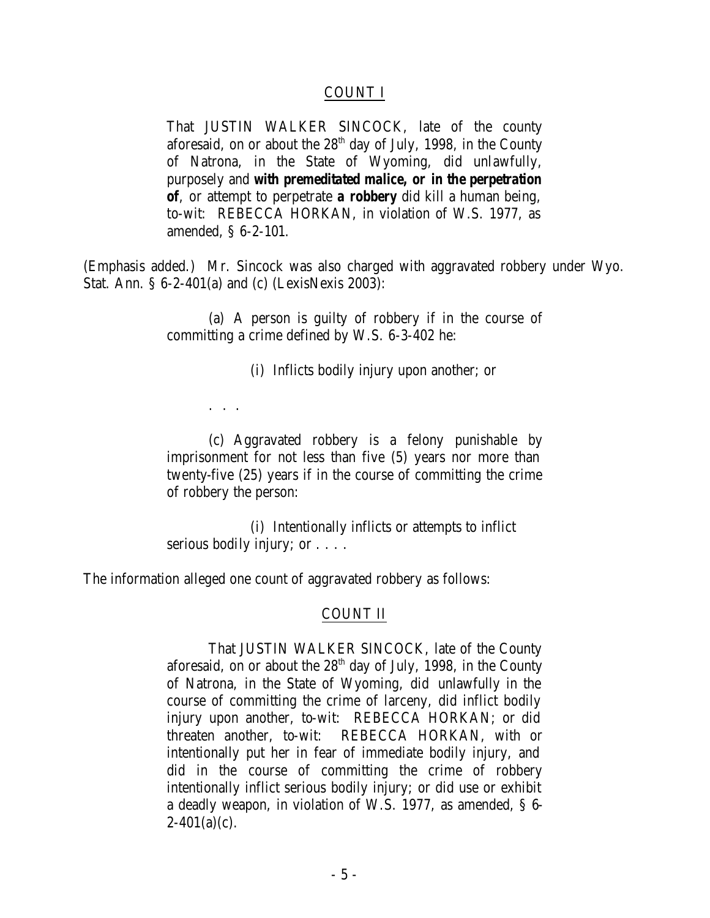COUNT I

> That JUSTIN WALKER SINCOCK, late of the county aforesaid, on or about the 28th day of July, 1998, in the County of Natrona, in the State of Wyoming, did unlawfully, purposely and **with premeditated malice, or in the perpetration of**, or attempt to perpetrate **a robbery** did kill a human being, to-wit: REBECCA HORKAN, in violation of W.S. 1977, as amended, § 6-2-101.

(Emphasis added.) Mr. Sincock was also charged with aggravated robbery under Wyo. Stat. Ann. § 6-2-401(a) and (c) (LexisNexis 2003):

> (a) A person is guilty of robbery if in the course of committing a crime defined by W.S. 6-3-402 he:
>
> (i) Inflicts bodily injury upon another; or
>
> . . .
>
> (c) Aggravated robbery is a felony punishable by imprisonment for not less than five (5) years nor more than twenty-five (25) years if in the course of committing the crime of robbery the person:
>
> (i) Intentionally inflicts or attempts to inflict serious bodily injury; or . . . .

The information alleged one count of aggravated robbery as follows:

COUNT II

> That JUSTIN WALKER SINCOCK, late of the County aforesaid, on or about the 28th day of July, 1998, in the County of Natrona, in the State of Wyoming, did unlawfully in the course of committing the crime of larceny, did inflict bodily injury upon another, to-wit: REBECCA HORKAN; or did threaten another, to-wit: REBECCA HORKAN, with or intentionally put her in fear of immediate bodily injury, and did in the course of committing the crime of robbery intentionally inflict serious bodily injury; or did use or exhibit a deadly weapon, in violation of W.S. 1977, as amended, § 6-2-401(a)(c).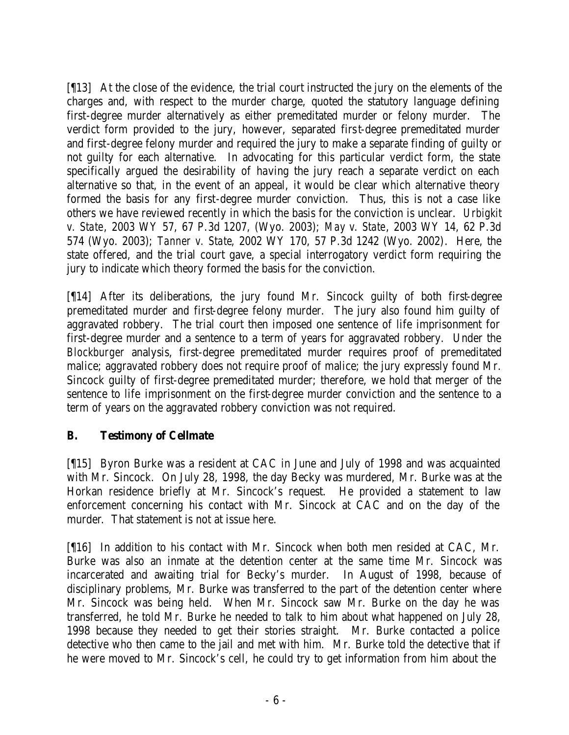[¶13] At the close of the evidence, the trial court instructed the jury on the elements of the charges and, with respect to the murder charge, quoted the statutory language defining first-degree murder alternatively as either premeditated murder or felony murder. The verdict form provided to the jury, however, separated first-degree premeditated murder and first-degree felony murder and required the jury to make a separate finding of guilty or not guilty for each alternative. In advocating for this particular verdict form, the state specifically argued the desirability of having the jury reach a separate verdict on each alternative so that, in the event of an appeal, it would be clear which alternative theory formed the basis for any first-degree murder conviction. Thus, this is not a case like others we have reviewed recently in which the basis for the conviction is unclear. *Urbigkit v. State*, 2003 WY 57, 67 P.3d 1207, (Wyo. 2003); *May v. State*, 2003 WY 14, 62 P.3d 574 (Wyo. 2003); *Tanner v. State*, 2002 WY 170, 57 P.3d 1242 (Wyo. 2002). Here, the state offered, and the trial court gave, a special interrogatory verdict form requiring the jury to indicate which theory formed the basis for the conviction.

[¶14] After its deliberations, the jury found Mr. Sincock guilty of both first-degree premeditated murder and first-degree felony murder. The jury also found him guilty of aggravated robbery. The trial court then imposed one sentence of life imprisonment for first-degree murder and a sentence to a term of years for aggravated robbery. Under the *Blockburger* analysis, first-degree premeditated murder requires proof of premeditated malice; aggravated robbery does not require proof of malice; the jury expressly found Mr. Sincock guilty of first-degree premeditated murder; therefore, we hold that merger of the sentence to life imprisonment on the first-degree murder conviction and the sentence to a term of years on the aggravated robbery conviction was not required.

### B. Testimony of Cellmate

[¶15] Byron Burke was a resident at CAC in June and July of 1998 and was acquainted with Mr. Sincock. On July 28, 1998, the day Becky was murdered, Mr. Burke was at the Horkan residence briefly at Mr. Sincock's request. He provided a statement to law enforcement concerning his contact with Mr. Sincock at CAC and on the day of the murder. That statement is not at issue here.

[¶16] In addition to his contact with Mr. Sincock when both men resided at CAC, Mr. Burke was also an inmate at the detention center at the same time Mr. Sincock was incarcerated and awaiting trial for Becky's murder. In August of 1998, because of disciplinary problems, Mr. Burke was transferred to the part of the detention center where Mr. Sincock was being held. When Mr. Sincock saw Mr. Burke on the day he was transferred, he told Mr. Burke he needed to talk to him about what happened on July 28, 1998 because they needed to get their stories straight. Mr. Burke contacted a police detective who then came to the jail and met with him. Mr. Burke told the detective that if he were moved to Mr. Sincock's cell, he could try to get information from him about the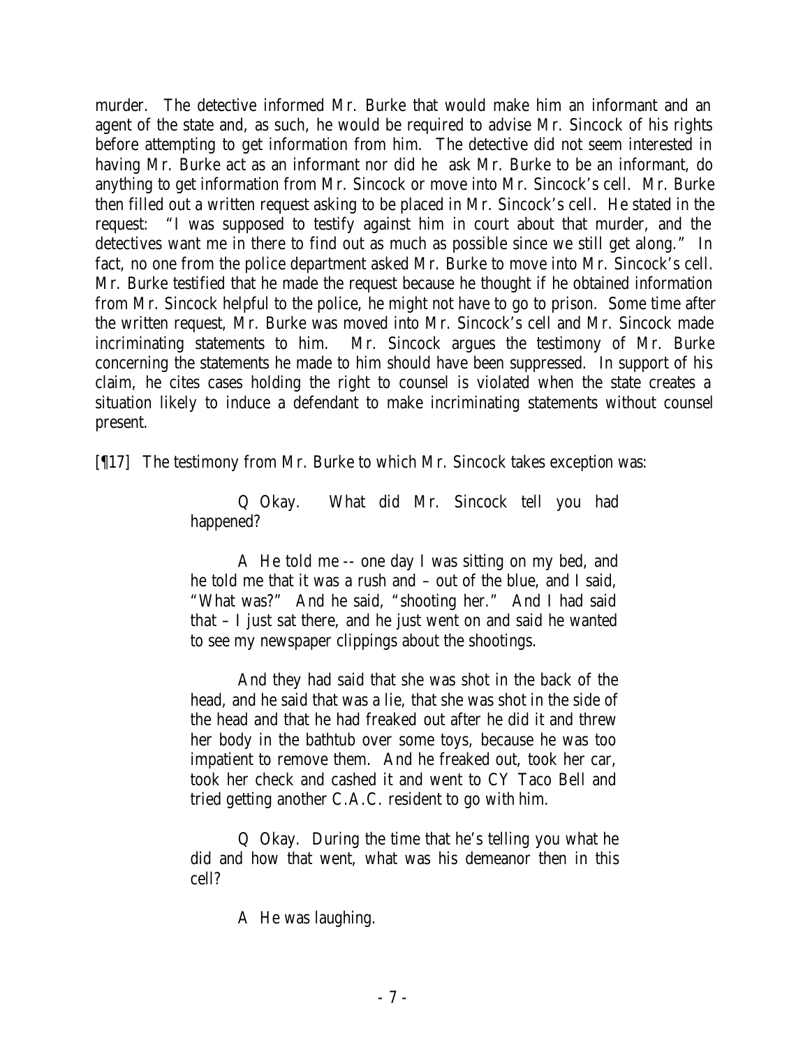murder. The detective informed Mr. Burke that would make him an informant and an agent of the state and, as such, he would be required to advise Mr. Sincock of his rights before attempting to get information from him. The detective did not seem interested in having Mr. Burke act as an informant nor did he ask Mr. Burke to be an informant, do anything to get information from Mr. Sincock or move into Mr. Sincock's cell. Mr. Burke then filled out a written request asking to be placed in Mr. Sincock's cell. He stated in the request: "I was supposed to testify against him in court about that murder, and the detectives want me in there to find out as much as possible since we still get along." In fact, no one from the police department asked Mr. Burke to move into Mr. Sincock's cell. Mr. Burke testified that he made the request because he thought if he obtained information from Mr. Sincock helpful to the police, he might not have to go to prison. Some time after the written request, Mr. Burke was moved into Mr. Sincock's cell and Mr. Sincock made incriminating statements to him. Mr. Sincock argues the testimony of Mr. Burke concerning the statements he made to him should have been suppressed. In support of his claim, he cites cases holding the right to counsel is violated when the state creates a situation likely to induce a defendant to make incriminating statements without counsel present.

[¶17] The testimony from Mr. Burke to which Mr. Sincock takes exception was:

> Q Okay. What did Mr. Sincock tell you had happened?
>
> A He told me -- one day I was sitting on my bed, and he told me that it was a rush and – out of the blue, and I said, "What was?" And he said, "shooting her." And I had said that – I just sat there, and he just went on and said he wanted to see my newspaper clippings about the shootings.
>
> And they had said that she was shot in the back of the head, and he said that was a lie, that she was shot in the side of the head and that he had freaked out after he did it and threw her body in the bathtub over some toys, because he was too impatient to remove them. And he freaked out, took her car, took her check and cashed it and went to CY Taco Bell and tried getting another C.A.C. resident to go with him.
>
> Q Okay. During the time that he's telling you what he did and how that went, what was his demeanor then in this cell?
>
> A He was laughing.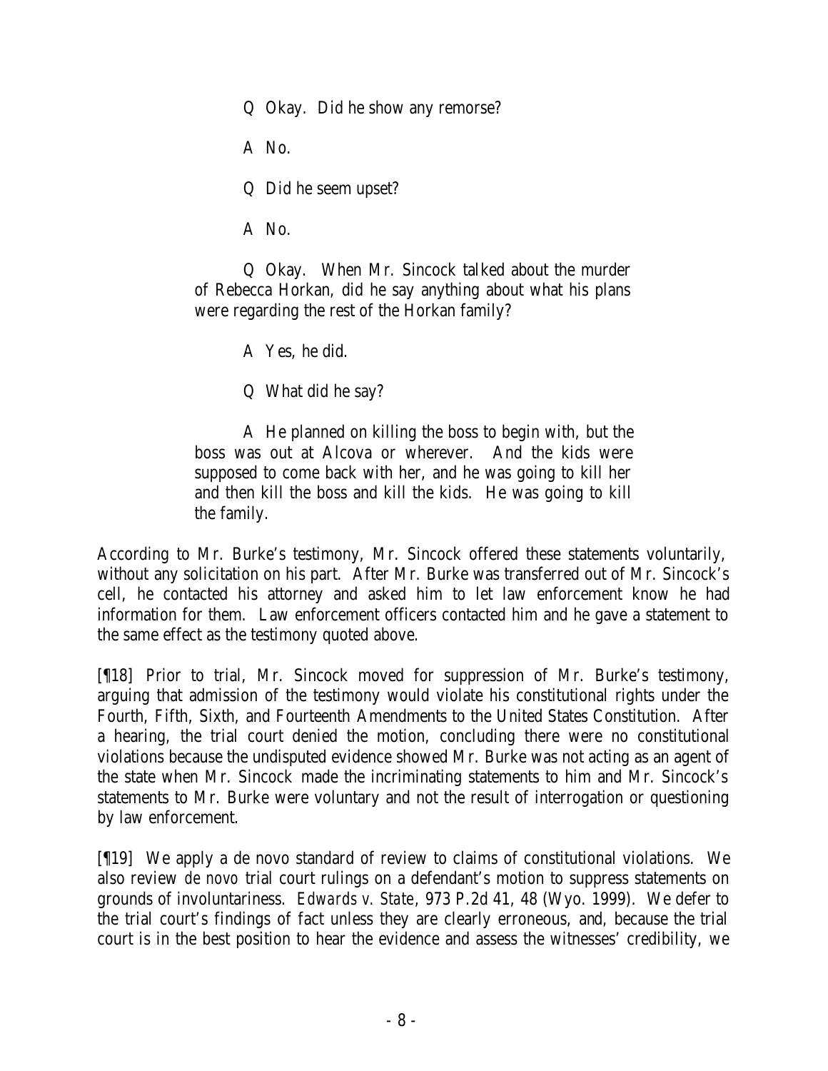> Q Okay. Did he show any remorse?
>
> A No.
>
> Q Did he seem upset?
>
> A No.
>
> Q Okay. When Mr. Sincock talked about the murder of Rebecca Horkan, did he say anything about what his plans were regarding the rest of the Horkan family?
>
> A Yes, he did.
>
> Q What did he say?
>
> A He planned on killing the boss to begin with, but the boss was out at Alcova or wherever. And the kids were supposed to come back with her, and he was going to kill her and then kill the boss and kill the kids. He was going to kill the family.

According to Mr. Burke's testimony, Mr. Sincock offered these statements voluntarily, without any solicitation on his part. After Mr. Burke was transferred out of Mr. Sincock's cell, he contacted his attorney and asked him to let law enforcement know he had information for them. Law enforcement officers contacted him and he gave a statement to the same effect as the testimony quoted above.

[¶18] Prior to trial, Mr. Sincock moved for suppression of Mr. Burke's testimony, arguing that admission of the testimony would violate his constitutional rights under the Fourth, Fifth, Sixth, and Fourteenth Amendments to the United States Constitution. After a hearing, the trial court denied the motion, concluding there were no constitutional violations because the undisputed evidence showed Mr. Burke was not acting as an agent of the state when Mr. Sincock made the incriminating statements to him and Mr. Sincock's statements to Mr. Burke were voluntary and not the result of interrogation or questioning by law enforcement.

[¶19] We apply a de novo standard of review to claims of constitutional violations. We also review *de novo* trial court rulings on a defendant's motion to suppress statements on grounds of involuntariness. *Edwards v. State*, 973 P.2d 41, 48 (Wyo. 1999). We defer to the trial court's findings of fact unless they are clearly erroneous, and, because the trial court is in the best position to hear the evidence and assess the witnesses' credibility, we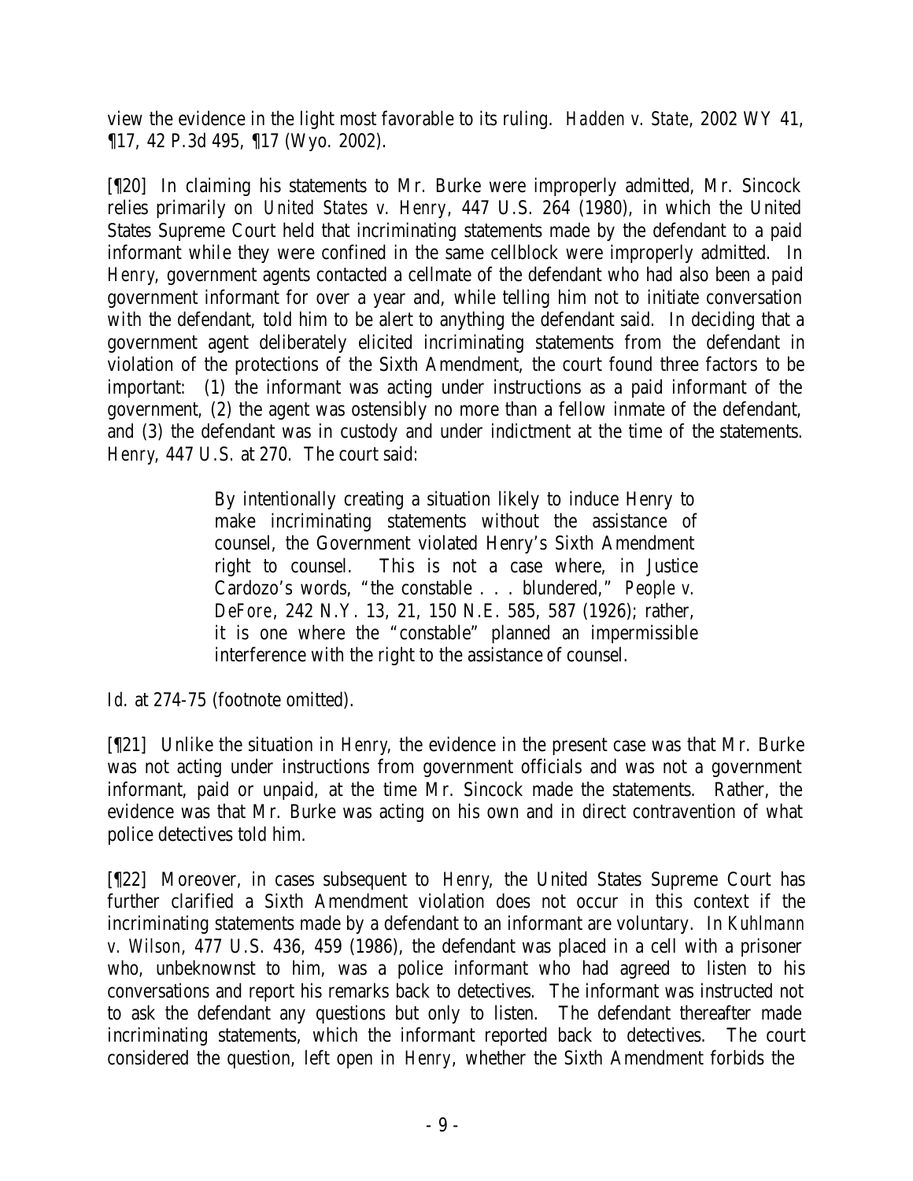view the evidence in the light most favorable to its ruling. *Hadden v. State*, 2002 WY 41, ¶17, 42 P.3d 495, ¶17 (Wyo. 2002).

[¶20] In claiming his statements to Mr. Burke were improperly admitted, Mr. Sincock relies primarily on *United States v. Henry*, 447 U.S. 264 (1980), in which the United States Supreme Court held that incriminating statements made by the defendant to a paid informant while they were confined in the same cellblock were improperly admitted. In *Henry*, government agents contacted a cellmate of the defendant who had also been a paid government informant for over a year and, while telling him not to initiate conversation with the defendant, told him to be alert to anything the defendant said. In deciding that a government agent deliberately elicited incriminating statements from the defendant in violation of the protections of the Sixth Amendment, the court found three factors to be important: (1) the informant was acting under instructions as a paid informant of the government, (2) the agent was ostensibly no more than a fellow inmate of the defendant, and (3) the defendant was in custody and under indictment at the time of the statements. *Henry*, 447 U.S. at 270. The court said:

> By intentionally creating a situation likely to induce Henry to make incriminating statements without the assistance of counsel, the Government violated Henry's Sixth Amendment right to counsel. This is not a case where, in Justice Cardozo's words, "the constable . . . blundered," *People v. DeFore*, 242 N.Y. 13, 21, 150 N.E. 585, 587 (1926); rather, it is one where the "constable" planned an impermissible interference with the right to the assistance of counsel.

*Id.* at 274-75 (footnote omitted).

[¶21] Unlike the situation in *Henry*, the evidence in the present case was that Mr. Burke was not acting under instructions from government officials and was not a government informant, paid or unpaid, at the time Mr. Sincock made the statements. Rather, the evidence was that Mr. Burke was acting on his own and in direct contravention of what police detectives told him.

[¶22] Moreover, in cases subsequent to *Henry*, the United States Supreme Court has further clarified a Sixth Amendment violation does not occur in this context if the incriminating statements made by a defendant to an informant are voluntary. In *Kuhlmann v. Wilson*, 477 U.S. 436, 459 (1986), the defendant was placed in a cell with a prisoner who, unbeknownst to him, was a police informant who had agreed to listen to his conversations and report his remarks back to detectives. The informant was instructed not to ask the defendant any questions but only to listen. The defendant thereafter made incriminating statements, which the informant reported back to detectives. The court considered the question, left open in *Henry*, whether the Sixth Amendment forbids the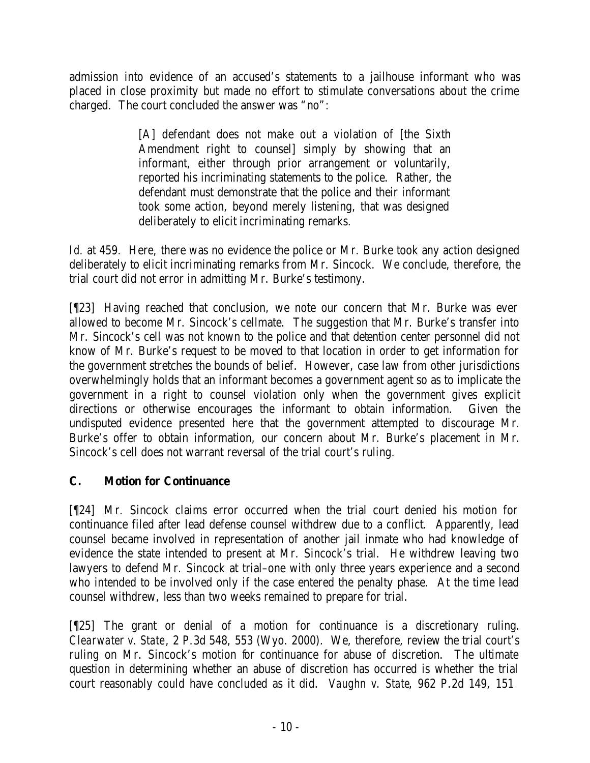admission into evidence of an accused's statements to a jailhouse informant who was placed in close proximity but made no effort to stimulate conversations about the crime charged. The court concluded the answer was "no":

> [A] defendant does not make out a violation of [the Sixth Amendment right to counsel] simply by showing that an informant, either through prior arrangement or voluntarily, reported his incriminating statements to the police. Rather, the defendant must demonstrate that the police and their informant took some action, beyond merely listening, that was designed deliberately to elicit incriminating remarks.

*Id.* at 459. Here, there was no evidence the police or Mr. Burke took any action designed deliberately to elicit incriminating remarks from Mr. Sincock. We conclude, therefore, the trial court did not error in admitting Mr. Burke's testimony.

[¶23] Having reached that conclusion, we note our concern that Mr. Burke was ever allowed to become Mr. Sincock's cellmate. The suggestion that Mr. Burke's transfer into Mr. Sincock's cell was not known to the police and that detention center personnel did not know of Mr. Burke's request to be moved to that location in order to get information for the government stretches the bounds of belief. However, case law from other jurisdictions overwhelmingly holds that an informant becomes a government agent so as to implicate the government in a right to counsel violation only when the government gives explicit directions or otherwise encourages the informant to obtain information. Given the undisputed evidence presented here that the government attempted to discourage Mr. Burke's offer to obtain information, our concern about Mr. Burke's placement in Mr. Sincock's cell does not warrant reversal of the trial court's ruling.

## C. Motion for Continuance

[¶24] Mr. Sincock claims error occurred when the trial court denied his motion for continuance filed after lead defense counsel withdrew due to a conflict. Apparently, lead counsel became involved in representation of another jail inmate who had knowledge of evidence the state intended to present at Mr. Sincock's trial. He withdrew leaving two lawyers to defend Mr. Sincock at trial–one with only three years experience and a second who intended to be involved only if the case entered the penalty phase. At the time lead counsel withdrew, less than two weeks remained to prepare for trial.

[¶25] The grant or denial of a motion for continuance is a discretionary ruling. *Clearwater v. State*, 2 P.3d 548, 553 (Wyo. 2000). We, therefore, review the trial court's ruling on Mr. Sincock's motion for continuance for abuse of discretion. The ultimate question in determining whether an abuse of discretion has occurred is whether the trial court reasonably could have concluded as it did. *Vaughn v. State*, 962 P.2d 149, 151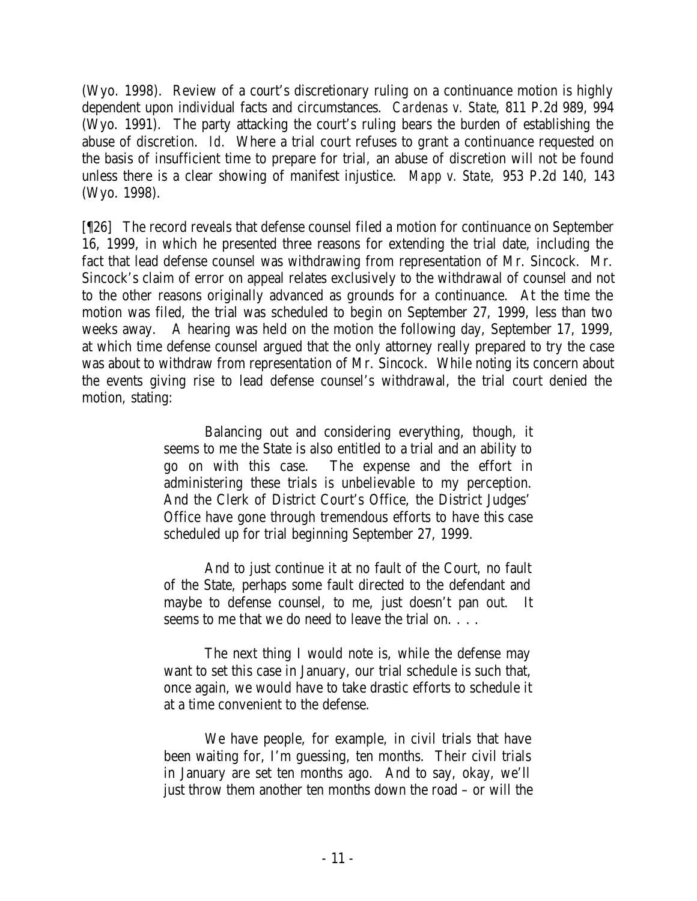(Wyo. 1998). Review of a court's discretionary ruling on a continuance motion is highly dependent upon individual facts and circumstances. *Cardenas v. State*, 811 P.2d 989, 994 (Wyo. 1991). The party attacking the court's ruling bears the burden of establishing the abuse of discretion. *Id.* Where a trial court refuses to grant a continuance requested on the basis of insufficient time to prepare for trial, an abuse of discretion will not be found unless there is a clear showing of manifest injustice. *Mapp v. State*, 953 P.2d 140, 143 (Wyo. 1998).

[¶26] The record reveals that defense counsel filed a motion for continuance on September 16, 1999, in which he presented three reasons for extending the trial date, including the fact that lead defense counsel was withdrawing from representation of Mr. Sincock. Mr. Sincock's claim of error on appeal relates exclusively to the withdrawal of counsel and not to the other reasons originally advanced as grounds for a continuance. At the time the motion was filed, the trial was scheduled to begin on September 27, 1999, less than two weeks away. A hearing was held on the motion the following day, September 17, 1999, at which time defense counsel argued that the only attorney really prepared to try the case was about to withdraw from representation of Mr. Sincock. While noting its concern about the events giving rise to lead defense counsel's withdrawal, the trial court denied the motion, stating:

> Balancing out and considering everything, though, it seems to me the State is also entitled to a trial and an ability to go on with this case. The expense and the effort in administering these trials is unbelievable to my perception. And the Clerk of District Court's Office, the District Judges' Office have gone through tremendous efforts to have this case scheduled up for trial beginning September 27, 1999.
>
> And to just continue it at no fault of the Court, no fault of the State, perhaps some fault directed to the defendant and maybe to defense counsel, to me, just doesn't pan out. It seems to me that we do need to leave the trial on. . . .
>
> The next thing I would note is, while the defense may want to set this case in January, our trial schedule is such that, once again, we would have to take drastic efforts to schedule it at a time convenient to the defense.
>
> We have people, for example, in civil trials that have been waiting for, I'm guessing, ten months. Their civil trials in January are set ten months ago. And to say, okay, we'll just throw them another ten months down the road – or will the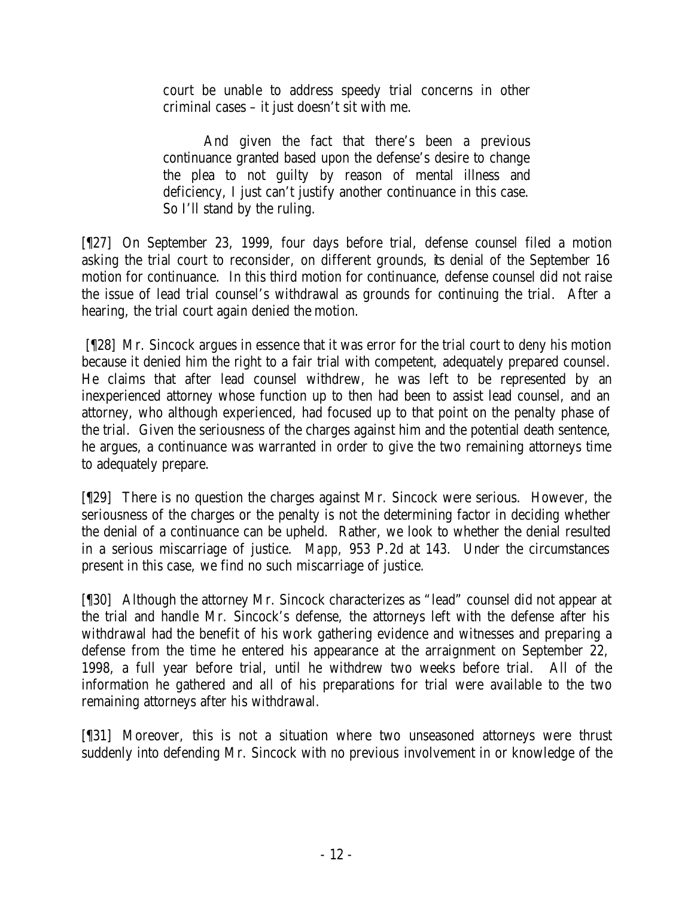> court be unable to address speedy trial concerns in other criminal cases – it just doesn't sit with me.
>
> And given the fact that there's been a previous continuance granted based upon the defense's desire to change the plea to not guilty by reason of mental illness and deficiency, I just can't justify another continuance in this case. So I'll stand by the ruling.

[¶27] On September 23, 1999, four days before trial, defense counsel filed a motion asking the trial court to reconsider, on different grounds, its denial of the September 16 motion for continuance. In this third motion for continuance, defense counsel did not raise the issue of lead trial counsel's withdrawal as grounds for continuing the trial. After a hearing, the trial court again denied the motion.

[¶28] Mr. Sincock argues in essence that it was error for the trial court to deny his motion because it denied him the right to a fair trial with competent, adequately prepared counsel. He claims that after lead counsel withdrew, he was left to be represented by an inexperienced attorney whose function up to then had been to assist lead counsel, and an attorney, who although experienced, had focused up to that point on the penalty phase of the trial. Given the seriousness of the charges against him and the potential death sentence, he argues, a continuance was warranted in order to give the two remaining attorneys time to adequately prepare.

[¶29] There is no question the charges against Mr. Sincock were serious. However, the seriousness of the charges or the penalty is not the determining factor in deciding whether the denial of a continuance can be upheld. Rather, we look to whether the denial resulted in a serious miscarriage of justice. *Mapp*, 953 P.2d at 143. Under the circumstances present in this case, we find no such miscarriage of justice.

[¶30] Although the attorney Mr. Sincock characterizes as "lead" counsel did not appear at the trial and handle Mr. Sincock's defense, the attorneys left with the defense after his withdrawal had the benefit of his work gathering evidence and witnesses and preparing a defense from the time he entered his appearance at the arraignment on September 22, 1998, a full year before trial, until he withdrew two weeks before trial. All of the information he gathered and all of his preparations for trial were available to the two remaining attorneys after his withdrawal.

[¶31] Moreover, this is not a situation where two unseasoned attorneys were thrust suddenly into defending Mr. Sincock with no previous involvement in or knowledge of the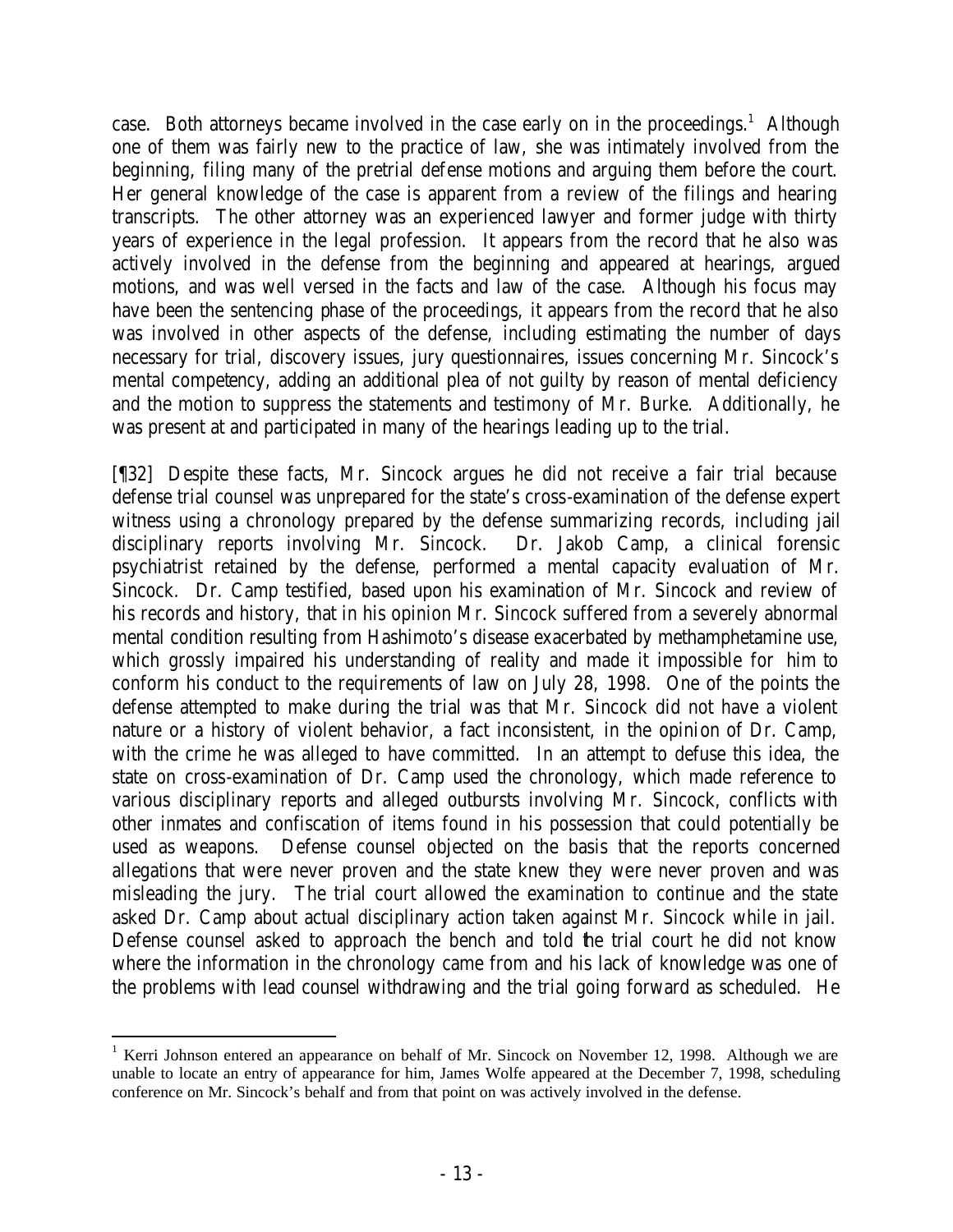case. Both attorneys became involved in the case early on in the proceedings.[1] Although one of them was fairly new to the practice of law, she was intimately involved from the beginning, filing many of the pretrial defense motions and arguing them before the court. Her general knowledge of the case is apparent from a review of the filings and hearing transcripts. The other attorney was an experienced lawyer and former judge with thirty years of experience in the legal profession. It appears from the record that he also was actively involved in the defense from the beginning and appeared at hearings, argued motions, and was well versed in the facts and law of the case. Although his focus may have been the sentencing phase of the proceedings, it appears from the record that he also was involved in other aspects of the defense, including estimating the number of days necessary for trial, discovery issues, jury questionnaires, issues concerning Mr. Sincock's mental competency, adding an additional plea of not guilty by reason of mental deficiency and the motion to suppress the statements and testimony of Mr. Burke. Additionally, he was present at and participated in many of the hearings leading up to the trial.

[¶32] Despite these facts, Mr. Sincock argues he did not receive a fair trial because defense trial counsel was unprepared for the state's cross-examination of the defense expert witness using a chronology prepared by the defense summarizing records, including jail disciplinary reports involving Mr. Sincock. Dr. Jakob Camp, a clinical forensic psychiatrist retained by the defense, performed a mental capacity evaluation of Mr. Sincock. Dr. Camp testified, based upon his examination of Mr. Sincock and review of his records and history, that in his opinion Mr. Sincock suffered from a severely abnormal mental condition resulting from Hashimoto's disease exacerbated by methamphetamine use, which grossly impaired his understanding of reality and made it impossible for him to conform his conduct to the requirements of law on July 28, 1998. One of the points the defense attempted to make during the trial was that Mr. Sincock did not have a violent nature or a history of violent behavior, a fact inconsistent, in the opinion of Dr. Camp, with the crime he was alleged to have committed. In an attempt to defuse this idea, the state on cross-examination of Dr. Camp used the chronology, which made reference to various disciplinary reports and alleged outbursts involving Mr. Sincock, conflicts with other inmates and confiscation of items found in his possession that could potentially be used as weapons. Defense counsel objected on the basis that the reports concerned allegations that were never proven and the state knew they were never proven and was misleading the jury. The trial court allowed the examination to continue and the state asked Dr. Camp about actual disciplinary action taken against Mr. Sincock while in jail. Defense counsel asked to approach the bench and told the trial court he did not know where the information in the chronology came from and his lack of knowledge was one of the problems with lead counsel withdrawing and the trial going forward as scheduled. He

[1] Kerri Johnson entered an appearance on behalf of Mr. Sincock on November 12, 1998. Although we are unable to locate an entry of appearance for him, James Wolfe appeared at the December 7, 1998, scheduling conference on Mr. Sincock's behalf and from that point on was actively involved in the defense.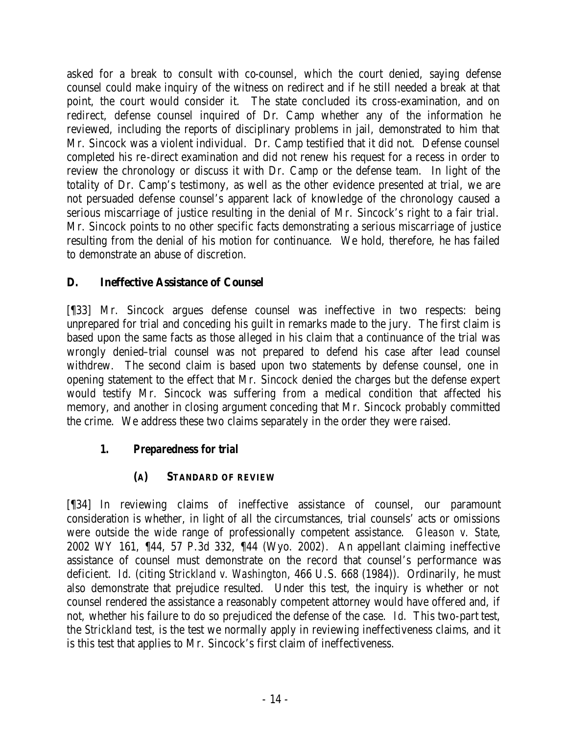asked for a break to consult with co-counsel, which the court denied, saying defense counsel could make inquiry of the witness on redirect and if he still needed a break at that point, the court would consider it. The state concluded its cross-examination, and on redirect, defense counsel inquired of Dr. Camp whether any of the information he reviewed, including the reports of disciplinary problems in jail, demonstrated to him that Mr. Sincock was a violent individual. Dr. Camp testified that it did not. Defense counsel completed his re-direct examination and did not renew his request for a recess in order to review the chronology or discuss it with Dr. Camp or the defense team. In light of the totality of Dr. Camp's testimony, as well as the other evidence presented at trial, we are not persuaded defense counsel's apparent lack of knowledge of the chronology caused a serious miscarriage of justice resulting in the denial of Mr. Sincock's right to a fair trial. Mr. Sincock points to no other specific facts demonstrating a serious miscarriage of justice resulting from the denial of his motion for continuance. We hold, therefore, he has failed to demonstrate an abuse of discretion.

### D. Ineffective Assistance of Counsel

[¶33] Mr. Sincock argues defense counsel was ineffective in two respects: being unprepared for trial and conceding his guilt in remarks made to the jury. The first claim is based upon the same facts as those alleged in his claim that a continuance of the trial was wrongly denied–trial counsel was not prepared to defend his case after lead counsel withdrew. The second claim is based upon two statements by defense counsel, one in opening statement to the effect that Mr. Sincock denied the charges but the defense expert would testify Mr. Sincock was suffering from a medical condition that affected his memory, and another in closing argument conceding that Mr. Sincock probably committed the crime. We address these two claims separately in the order they were raised.

#### 1. *Preparedness for trial*

##### (A) STANDARD OF REVIEW

[¶34] In reviewing claims of ineffective assistance of counsel, our paramount consideration is whether, in light of all the circumstances, trial counsels' acts or omissions were outside the wide range of professionally competent assistance. *Gleason v. State*, 2002 WY 161, ¶44, 57 P.3d 332, ¶44 (Wyo. 2002). An appellant claiming ineffective assistance of counsel must demonstrate on the record that counsel's performance was deficient. *Id.* (citing *Strickland v. Washington*, 466 U.S. 668 (1984)). Ordinarily, he must also demonstrate that prejudice resulted. Under this test, the inquiry is whether or not counsel rendered the assistance a reasonably competent attorney would have offered and, if not, whether his failure to do so prejudiced the defense of the case. *Id.* This two-part test, the *Strickland* test, is the test we normally apply in reviewing ineffectiveness claims, and it is this test that applies to Mr. Sincock's first claim of ineffectiveness.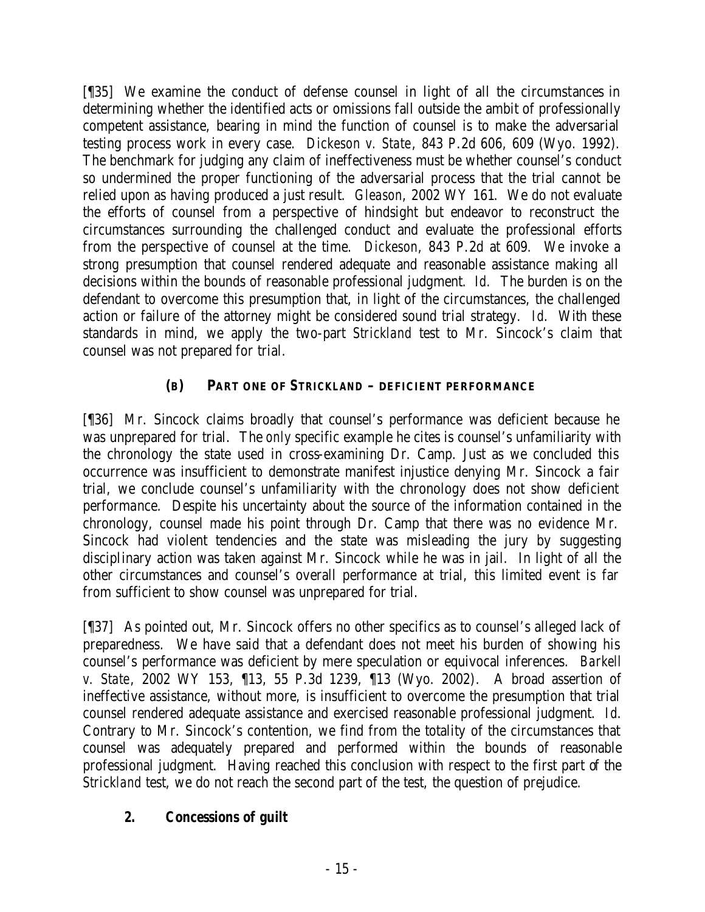[¶35] We examine the conduct of defense counsel in light of all the circumstances in determining whether the identified acts or omissions fall outside the ambit of professionally competent assistance, bearing in mind the function of counsel is to make the adversarial testing process work in every case. *Dickeson v. State*, 843 P.2d 606, 609 (Wyo. 1992). The benchmark for judging any claim of ineffectiveness must be whether counsel's conduct so undermined the proper functioning of the adversarial process that the trial cannot be relied upon as having produced a just result. *Gleason*, 2002 WY 161. We do not evaluate the efforts of counsel from a perspective of hindsight but endeavor to reconstruct the circumstances surrounding the challenged conduct and evaluate the professional efforts from the perspective of counsel at the time. *Dickeson*, 843 P.2d at 609. We invoke a strong presumption that counsel rendered adequate and reasonable assistance making all decisions within the bounds of reasonable professional judgment. *Id.* The burden is on the defendant to overcome this presumption that, in light of the circumstances, the challenged action or failure of the attorney might be considered sound trial strategy. *Id.* With these standards in mind, we apply the two-part *Strickland* test to Mr. Sincock's claim that counsel was not prepared for trial.

### (B) PART ONE OF STRICKLAND – DEFICIENT PERFORMANCE

[¶36] Mr. Sincock claims broadly that counsel's performance was deficient because he was unprepared for trial. The *only* specific example he cites is counsel's unfamiliarity with the chronology the state used in cross-examining Dr. Camp. Just as we concluded this occurrence was insufficient to demonstrate manifest injustice denying Mr. Sincock a fair trial, we conclude counsel's unfamiliarity with the chronology does not show deficient performance. Despite his uncertainty about the source of the information contained in the chronology, counsel made his point through Dr. Camp that there was no evidence Mr. Sincock had violent tendencies and the state was misleading the jury by suggesting disciplinary action was taken against Mr. Sincock while he was in jail. In light of all the other circumstances and counsel's overall performance at trial, this limited event is far from sufficient to show counsel was unprepared for trial.

[¶37] As pointed out, Mr. Sincock offers no other specifics as to counsel's alleged lack of preparedness. We have said that a defendant does not meet his burden of showing his counsel's performance was deficient by mere speculation or equivocal inferences. *Barkell v. State*, 2002 WY 153, ¶13, 55 P.3d 1239, ¶13 (Wyo. 2002). A broad assertion of ineffective assistance, without more, is insufficient to overcome the presumption that trial counsel rendered adequate assistance and exercised reasonable professional judgment. *Id.* Contrary to Mr. Sincock's contention, we find from the totality of the circumstances that counsel was adequately prepared and performed within the bounds of reasonable professional judgment. Having reached this conclusion with respect to the first part of the *Strickland* test, we do not reach the second part of the test, the question of prejudice.

## 2. Concessions of guilt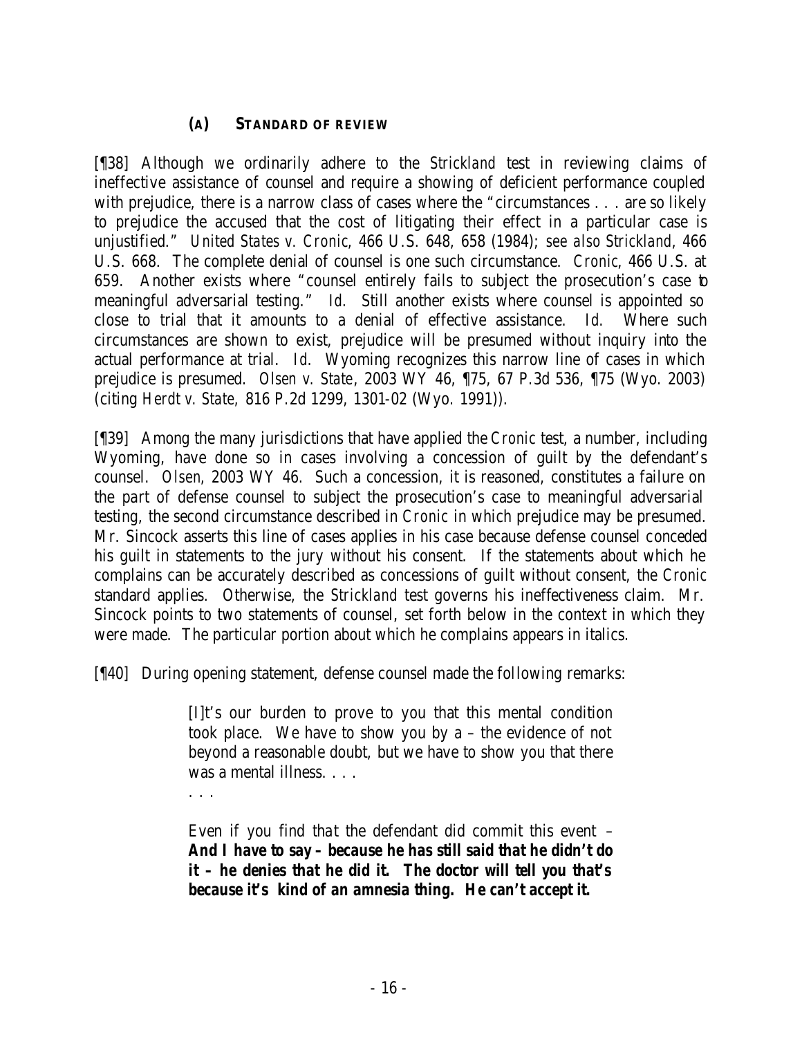### (A) STANDARD OF REVIEW

[¶38] Although we ordinarily adhere to the *Strickland* test in reviewing claims of ineffective assistance of counsel and require a showing of deficient performance coupled with prejudice, there is a narrow class of cases where the "circumstances . . . are so likely to prejudice the accused that the cost of litigating their effect in a particular case is unjustified." *United States v. Cronic*, 466 U.S. 648, 658 (1984); *see also Strickland*, 466 U.S. 668. The complete denial of counsel is one such circumstance. *Cronic*, 466 U.S. at 659. Another exists where "counsel entirely fails to subject the prosecution's case to meaningful adversarial testing." *Id.* Still another exists where counsel is appointed so close to trial that it amounts to a denial of effective assistance. *Id.* Where such circumstances are shown to exist, prejudice will be presumed without inquiry into the actual performance at trial. *Id.* Wyoming recognizes this narrow line of cases in which prejudice is presumed. *Olsen v. State*, 2003 WY 46, ¶75, 67 P.3d 536, ¶75 (Wyo. 2003) (citing *Herdt v. State*, 816 P.2d 1299, 1301-02 (Wyo. 1991)).

[¶39] Among the many jurisdictions that have applied the *Cronic* test, a number, including Wyoming, have done so in cases involving a concession of guilt by the defendant's counsel. *Olsen*, 2003 WY 46. Such a concession, it is reasoned, constitutes a failure on the part of defense counsel to subject the prosecution's case to meaningful adversarial testing, the second circumstance described in *Cronic* in which prejudice may be presumed. Mr. Sincock asserts this line of cases applies in his case because defense counsel conceded his guilt in statements to the jury without his consent. If the statements about which he complains can be accurately described as concessions of guilt without consent, the *Cronic* standard applies. Otherwise, the *Strickland* test governs his ineffectiveness claim. Mr. Sincock points to two statements of counsel, set forth below in the context in which they were made. The particular portion about which he complains appears in italics.

[¶40] During opening statement, defense counsel made the following remarks:

> [I]t's our burden to prove to you that this mental condition took place. We have to show you by a – the evidence of not beyond a reasonable doubt, but we have to show you that there was a mental illness. . . .
>
> . . .
>
> *Even if you find that the defendant did commit this event –* ***And I have to say – because he has still said that he didn't do it – he denies that he did it. The doctor will tell you that's because it's kind of an amnesia thing. He can't accept it.***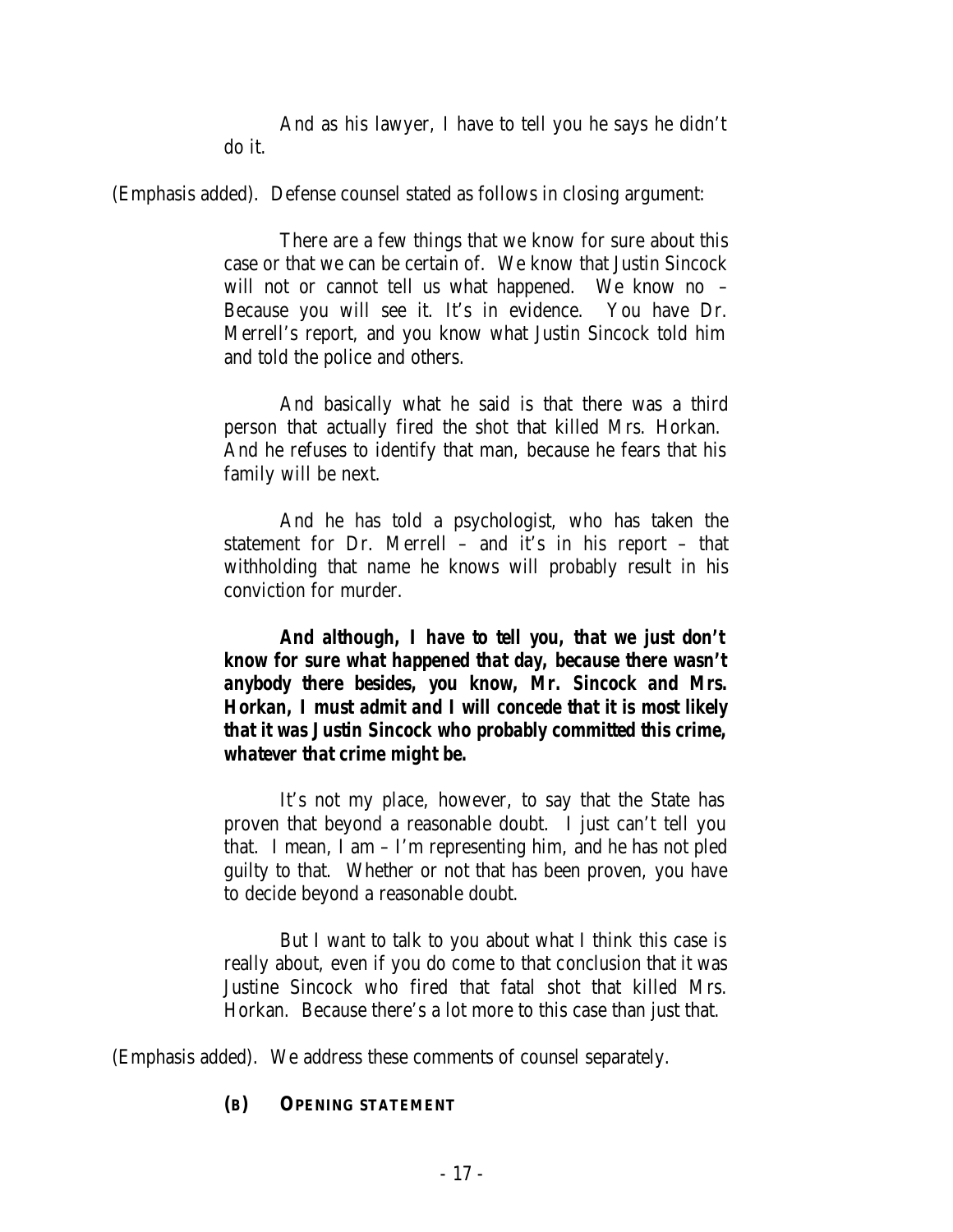> And as his lawyer, I have to tell you he says he didn't do it.

(Emphasis added). Defense counsel stated as follows in closing argument:

> There are a few things that we know for sure about this case or that we can be certain of. We know that Justin Sincock will not or cannot tell us what happened. We know no – Because you will see it. It's in evidence. You have Dr. Merrell's report, and you know what Justin Sincock told him and told the police and others.
>
> And basically what he said is that there was a third person that actually fired the shot that killed Mrs. Horkan. And he refuses to identify that man, because he fears that his family will be next.
>
> And he has told a psychologist, who has taken the statement for Dr. Merrell – and it's in his report – that withholding that name he knows will probably result in his conviction for murder.
>
> ***And although, I have to tell you, that we just don't know for sure what happened that day, because there wasn't anybody there besides, you know, Mr. Sincock and Mrs. Horkan, I must admit and I will concede that it is most likely that it was Justin Sincock who probably committed this crime, whatever that crime might be.***
>
> It's not my place, however, to say that the State has proven that beyond a reasonable doubt. I just can't tell you that. I mean, I am – I'm representing him, and he has not pled guilty to that. Whether or not that has been proven, you have to decide beyond a reasonable doubt.
>
> But I want to talk to you about what I think this case is really about, even if you do come to that conclusion that it was Justine Sincock who fired that fatal shot that killed Mrs. Horkan. Because there's a lot more to this case than just that.

(Emphasis added). We address these comments of counsel separately.

### (B) OPENING STATEMENT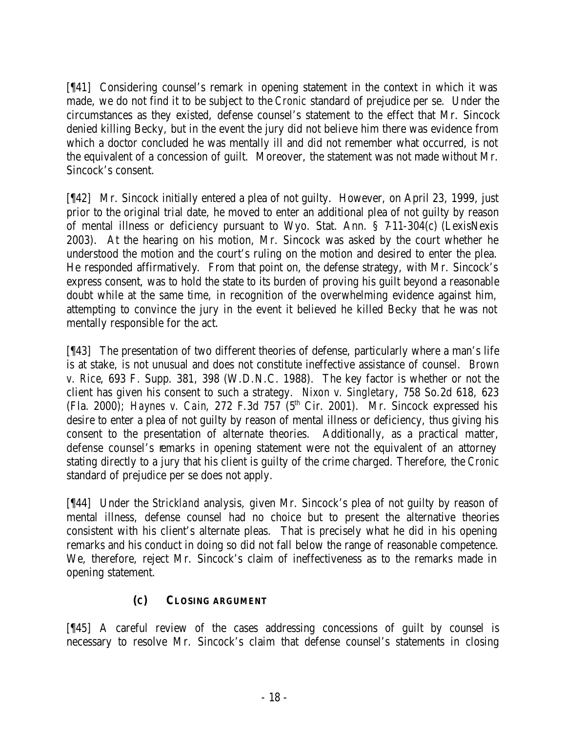[¶41] Considering counsel's remark in opening statement in the context in which it was made, we do not find it to be subject to the *Cronic* standard of prejudice per se. Under the circumstances as they existed, defense counsel's statement to the effect that Mr. Sincock denied killing Becky, but in the event the jury did not believe him there was evidence from which a doctor concluded he was mentally ill and did not remember what occurred, is not the equivalent of a concession of guilt. Moreover, the statement was not made without Mr. Sincock's consent.

[¶42] Mr. Sincock initially entered a plea of not guilty. However, on April 23, 1999, just prior to the original trial date, he moved to enter an additional plea of not guilty by reason of mental illness or deficiency pursuant to Wyo. Stat. Ann. § 7-11-304(c) (LexisNexis 2003). At the hearing on his motion, Mr. Sincock was asked by the court whether he understood the motion and the court's ruling on the motion and desired to enter the plea. He responded affirmatively. From that point on, the defense strategy, with Mr. Sincock's express consent, was to hold the state to its burden of proving his guilt beyond a reasonable doubt while at the same time, in recognition of the overwhelming evidence against him, attempting to convince the jury in the event it believed he killed Becky that he was not mentally responsible for the act.

[¶43] The presentation of two different theories of defense, particularly where a man's life is at stake, is not unusual and does not constitute ineffective assistance of counsel. *Brown v. Rice*, 693 F. Supp. 381, 398 (W.D.N.C. 1988). The key factor is whether or not the client has given his consent to such a strategy. *Nixon v. Singletary*, 758 So.2d 618, 623 (Fla. 2000); *Haynes v. Cain*, 272 F.3d 757 (5th Cir. 2001). Mr. Sincock expressed his desire to enter a plea of not guilty by reason of mental illness or deficiency, thus giving his consent to the presentation of alternate theories. Additionally, as a practical matter, defense counsel's remarks in opening statement were not the equivalent of an attorney stating directly to a jury that his client is guilty of the crime charged. Therefore, the *Cronic* standard of prejudice per se does not apply.

[¶44] Under the *Strickland* analysis, given Mr. Sincock's plea of not guilty by reason of mental illness, defense counsel had no choice but to present the alternative theories consistent with his client's alternate pleas. That is precisely what he did in his opening remarks and his conduct in doing so did not fall below the range of reasonable competence. We, therefore, reject Mr. Sincock's claim of ineffectiveness as to the remarks made in opening statement.

### (c) CLOSING ARGUMENT

[¶45] A careful review of the cases addressing concessions of guilt by counsel is necessary to resolve Mr. Sincock's claim that defense counsel's statements in closing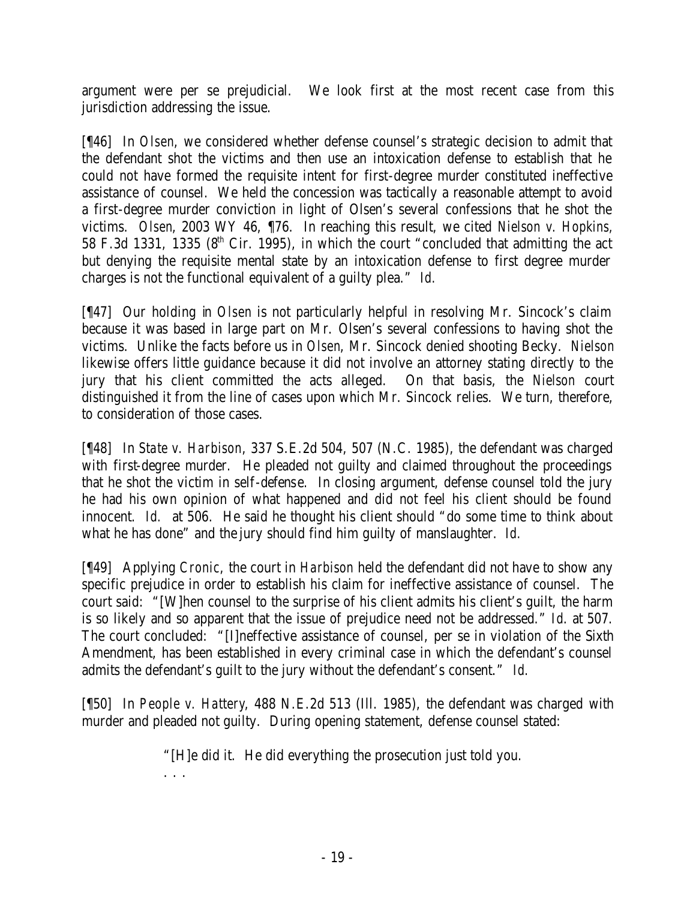argument were per se prejudicial. We look first at the most recent case from this jurisdiction addressing the issue.

[¶46] In *Olsen*, we considered whether defense counsel's strategic decision to admit that the defendant shot the victims and then use an intoxication defense to establish that he could not have formed the requisite intent for first-degree murder constituted ineffective assistance of counsel. We held the concession was tactically a reasonable attempt to avoid a first-degree murder conviction in light of Olsen's several confessions that he shot the victims. *Olsen*, 2003 WY 46, ¶76. In reaching this result, we cited *Nielson v. Hopkins*, 58 F.3d 1331, 1335 (8th Cir. 1995), in which the court "concluded that admitting the act but denying the requisite mental state by an intoxication defense to first degree murder charges is not the functional equivalent of a guilty plea." *Id.*

[¶47] Our holding in *Olsen* is not particularly helpful in resolving Mr. Sincock's claim because it was based in large part on Mr. Olsen's several confessions to having shot the victims. Unlike the facts before us in *Olsen*, Mr. Sincock denied shooting Becky. *Nielson* likewise offers little guidance because it did not involve an attorney stating directly to the jury that his client committed the acts alleged. On that basis, the *Nielson* court distinguished it from the line of cases upon which Mr. Sincock relies. We turn, therefore, to consideration of those cases.

[¶48] In *State v. Harbison*, 337 S.E.2d 504, 507 (N.C. 1985), the defendant was charged with first-degree murder. He pleaded not guilty and claimed throughout the proceedings that he shot the victim in self-defense. In closing argument, defense counsel told the jury he had his own opinion of what happened and did not feel his client should be found innocent. *Id.* at 506. He said he thought his client should "do some time to think about what he has done" and the jury should find him guilty of manslaughter. *Id.*

[¶49] Applying *Cronic*, the court in *Harbison* held the defendant did not have to show any specific prejudice in order to establish his claim for ineffective assistance of counsel. The court said: "[W]hen counsel to the surprise of his client admits his client's guilt, the harm is so likely and so apparent that the issue of prejudice need not be addressed." *Id.* at 507. The court concluded: "[I]neffective assistance of counsel, per se in violation of the Sixth Amendment, has been established in every criminal case in which the defendant's counsel admits the defendant's guilt to the jury without the defendant's consent." *Id.*

[¶50] In *People v. Hattery*, 488 N.E.2d 513 (Ill. 1985), the defendant was charged with murder and pleaded not guilty. During opening statement, defense counsel stated:

> "[H]e did it. He did everything the prosecution just told you.
>
> . . .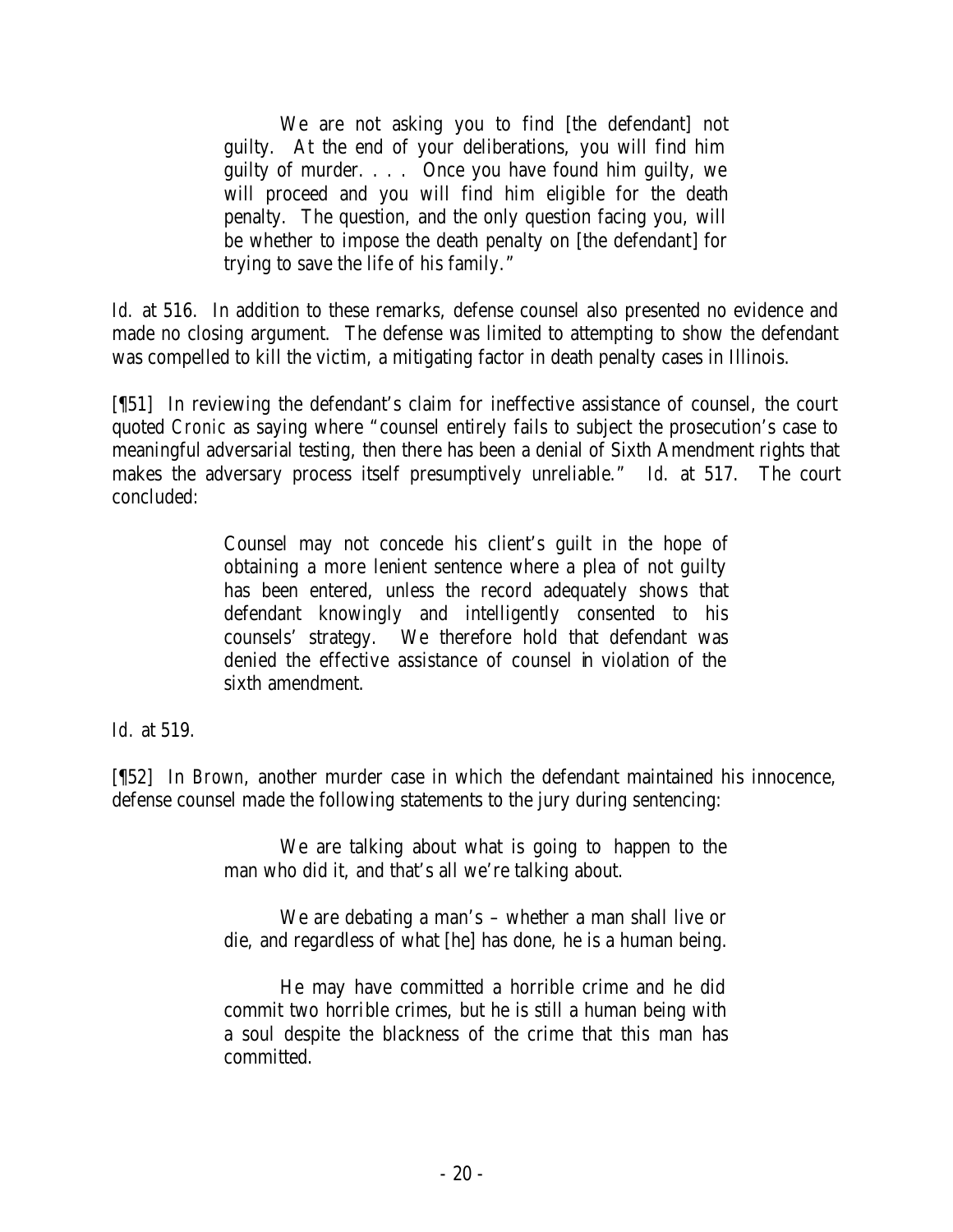> We are not asking you to find [the defendant] not guilty. At the end of your deliberations, you will find him guilty of murder. . . . Once you have found him guilty, we will proceed and you will find him eligible for the death penalty. The question, and the only question facing you, will be whether to impose the death penalty on [the defendant] for trying to save the life of his family."

*Id.* at 516. In addition to these remarks, defense counsel also presented no evidence and made no closing argument. The defense was limited to attempting to show the defendant was compelled to kill the victim, a mitigating factor in death penalty cases in Illinois.

[¶51] In reviewing the defendant's claim for ineffective assistance of counsel, the court quoted *Cronic* as saying where "counsel entirely fails to subject the prosecution's case to meaningful adversarial testing, then there has been a denial of Sixth Amendment rights that makes the adversary process itself presumptively unreliable." *Id.* at 517. The court concluded:

> Counsel may not concede his client's guilt in the hope of obtaining a more lenient sentence where a plea of not guilty has been entered, unless the record adequately shows that defendant knowingly and intelligently consented to his counsels' strategy. We therefore hold that defendant was denied the effective assistance of counsel in violation of the sixth amendment.

*Id.* at 519.

[¶52] In *Brown*, another murder case in which the defendant maintained his innocence, defense counsel made the following statements to the jury during sentencing:

> We are talking about what is going to happen to the man who did it, and that's all we're talking about.
>
> We are debating a man's – whether a man shall live or die, and regardless of what [he] has done, he is a human being.
>
> He may have committed a horrible crime and he did commit two horrible crimes, but he is still a human being with a soul despite the blackness of the crime that this man has committed.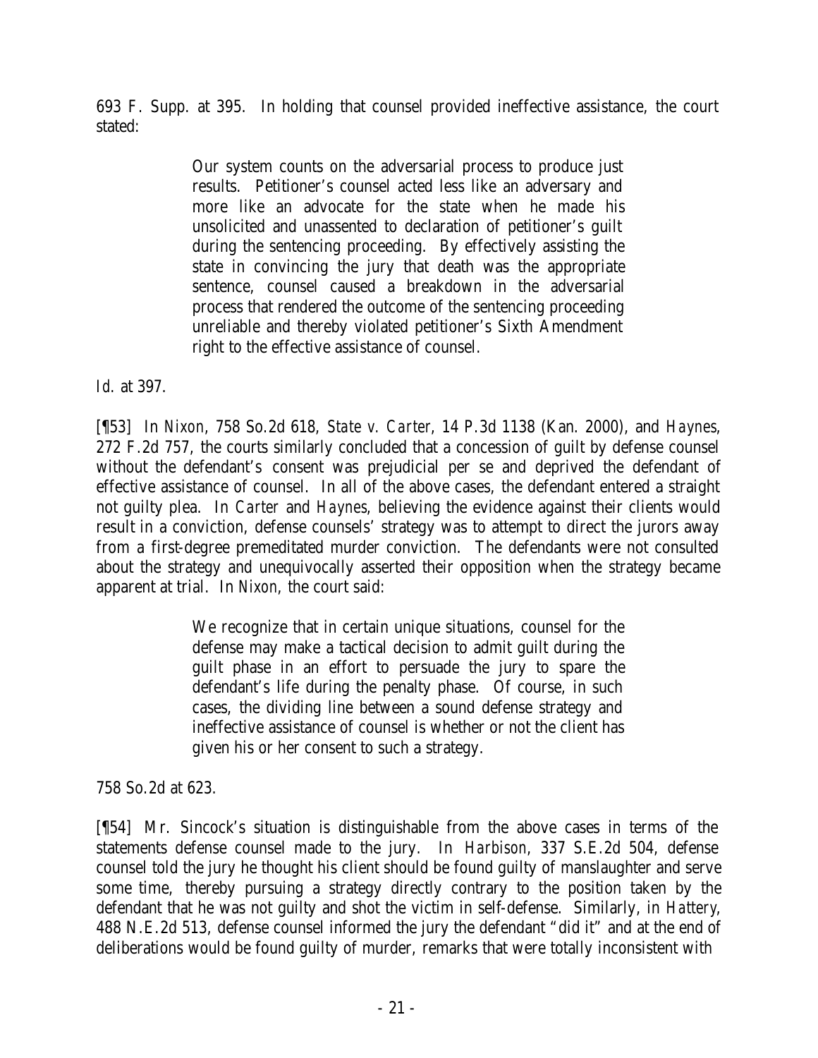693 F. Supp. at 395. In holding that counsel provided ineffective assistance, the court stated:

> Our system counts on the adversarial process to produce just results. Petitioner's counsel acted less like an adversary and more like an advocate for the state when he made his unsolicited and unassented to declaration of petitioner's guilt during the sentencing proceeding. By effectively assisting the state in convincing the jury that death was the appropriate sentence, counsel caused a breakdown in the adversarial process that rendered the outcome of the sentencing proceeding unreliable and thereby violated petitioner's Sixth Amendment right to the effective assistance of counsel.

*Id.* at 397.

[¶53] In *Nixon*, 758 So.2d 618, *State v. Carter*, 14 P.3d 1138 (Kan. 2000), and *Haynes*, 272 F.2d 757, the courts similarly concluded that a concession of guilt by defense counsel without the defendant's consent was prejudicial per se and deprived the defendant of effective assistance of counsel. In all of the above cases, the defendant entered a straight not guilty plea. In *Carter* and *Haynes*, believing the evidence against their clients would result in a conviction, defense counsels' strategy was to attempt to direct the jurors away from a first-degree premeditated murder conviction. The defendants were not consulted about the strategy and unequivocally asserted their opposition when the strategy became apparent at trial. In *Nixon*, the court said:

> We recognize that in certain unique situations, counsel for the defense may make a tactical decision to admit guilt during the guilt phase in an effort to persuade the jury to spare the defendant's life during the penalty phase. Of course, in such cases, the dividing line between a sound defense strategy and ineffective assistance of counsel is whether or not the client has given his or her consent to such a strategy.

758 So.2d at 623.

[¶54] Mr. Sincock's situation is distinguishable from the above cases in terms of the statements defense counsel made to the jury. In *Harbison*, 337 S.E.2d 504, defense counsel told the jury he thought his client should be found guilty of manslaughter and serve some time, thereby pursuing a strategy directly contrary to the position taken by the defendant that he was not guilty and shot the victim in self-defense. Similarly, in *Hattery*, 488 N.E.2d 513, defense counsel informed the jury the defendant "did it" and at the end of deliberations would be found guilty of murder, remarks that were totally inconsistent with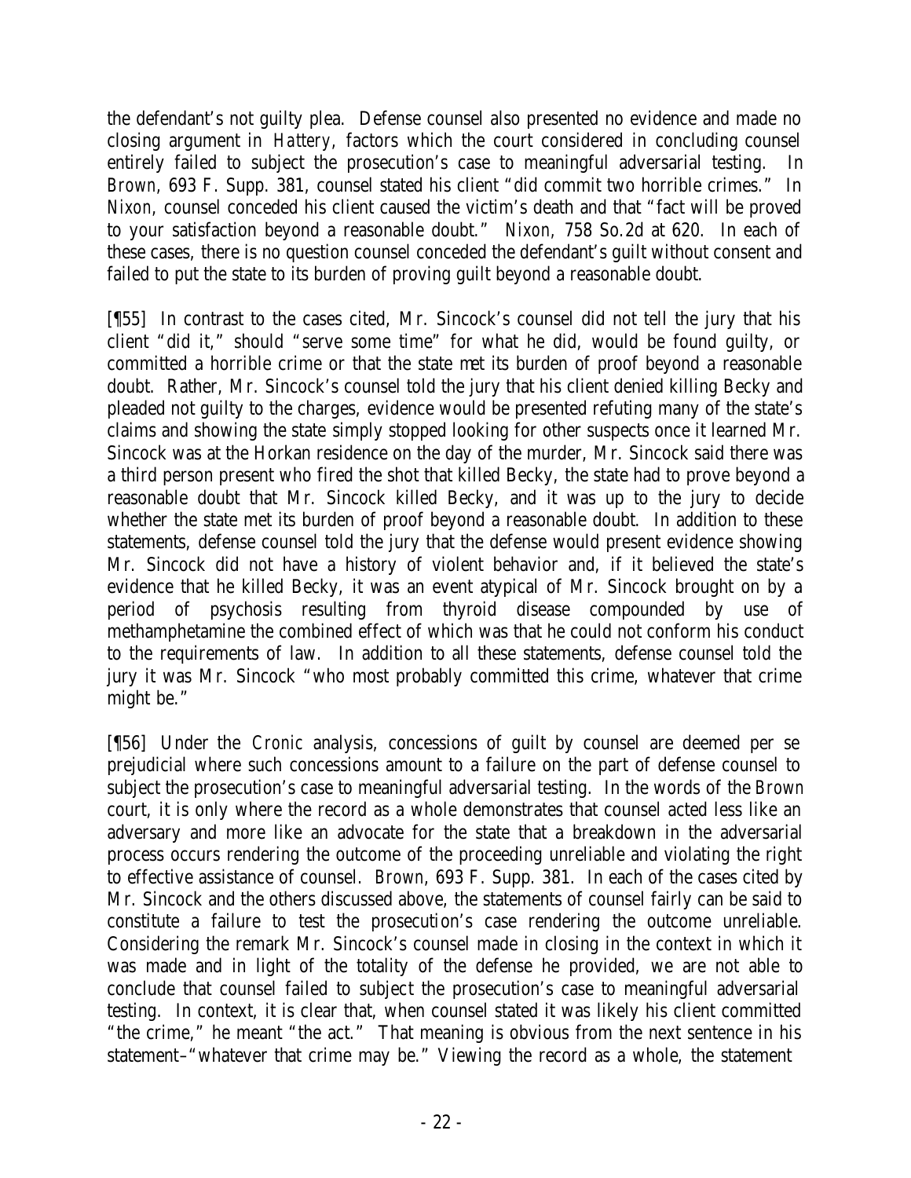the defendant's not guilty plea. Defense counsel also presented no evidence and made no closing argument in *Hattery*, factors which the court considered in concluding counsel entirely failed to subject the prosecution's case to meaningful adversarial testing. In *Brown*, 693 F. Supp. 381, counsel stated his client "did commit two horrible crimes." In *Nixon*, counsel conceded his client caused the victim's death and that "fact will be proved to your satisfaction beyond a reasonable doubt." *Nixon*, 758 So.2d at 620. In each of these cases, there is no question counsel conceded the defendant's guilt without consent and failed to put the state to its burden of proving guilt beyond a reasonable doubt.

[¶55] In contrast to the cases cited, Mr. Sincock's counsel did not tell the jury that his client "did it," should "serve some time" for what he did, would be found guilty, or committed a horrible crime or that the state met its burden of proof beyond a reasonable doubt. Rather, Mr. Sincock's counsel told the jury that his client denied killing Becky and pleaded not guilty to the charges, evidence would be presented refuting many of the state's claims and showing the state simply stopped looking for other suspects once it learned Mr. Sincock was at the Horkan residence on the day of the murder, Mr. Sincock said there was a third person present who fired the shot that killed Becky, the state had to prove beyond a reasonable doubt that Mr. Sincock killed Becky, and it was up to the jury to decide whether the state met its burden of proof beyond a reasonable doubt. In addition to these statements, defense counsel told the jury that the defense would present evidence showing Mr. Sincock did not have a history of violent behavior and, if it believed the state's evidence that he killed Becky, it was an event atypical of Mr. Sincock brought on by a period of psychosis resulting from thyroid disease compounded by use of methamphetamine the combined effect of which was that he could not conform his conduct to the requirements of law. In addition to all these statements, defense counsel told the jury it was Mr. Sincock "who most probably committed this crime, whatever that crime might be."

[¶56] Under the *Cronic* analysis, concessions of guilt by counsel are deemed per se prejudicial where such concessions amount to a failure on the part of defense counsel to subject the prosecution's case to meaningful adversarial testing. In the words of the *Brown* court, it is only where the record as a whole demonstrates that counsel acted less like an adversary and more like an advocate for the state that a breakdown in the adversarial process occurs rendering the outcome of the proceeding unreliable and violating the right to effective assistance of counsel. *Brown*, 693 F. Supp. 381. In each of the cases cited by Mr. Sincock and the others discussed above, the statements of counsel fairly can be said to constitute a failure to test the prosecution's case rendering the outcome unreliable. Considering the remark Mr. Sincock's counsel made in closing in the context in which it was made and in light of the totality of the defense he provided, we are not able to conclude that counsel failed to subject the prosecution's case to meaningful adversarial testing. In context, it is clear that, when counsel stated it was likely his client committed "the crime," he meant "the act." That meaning is obvious from the next sentence in his statement–"whatever that crime may be." Viewing the record as a whole, the statement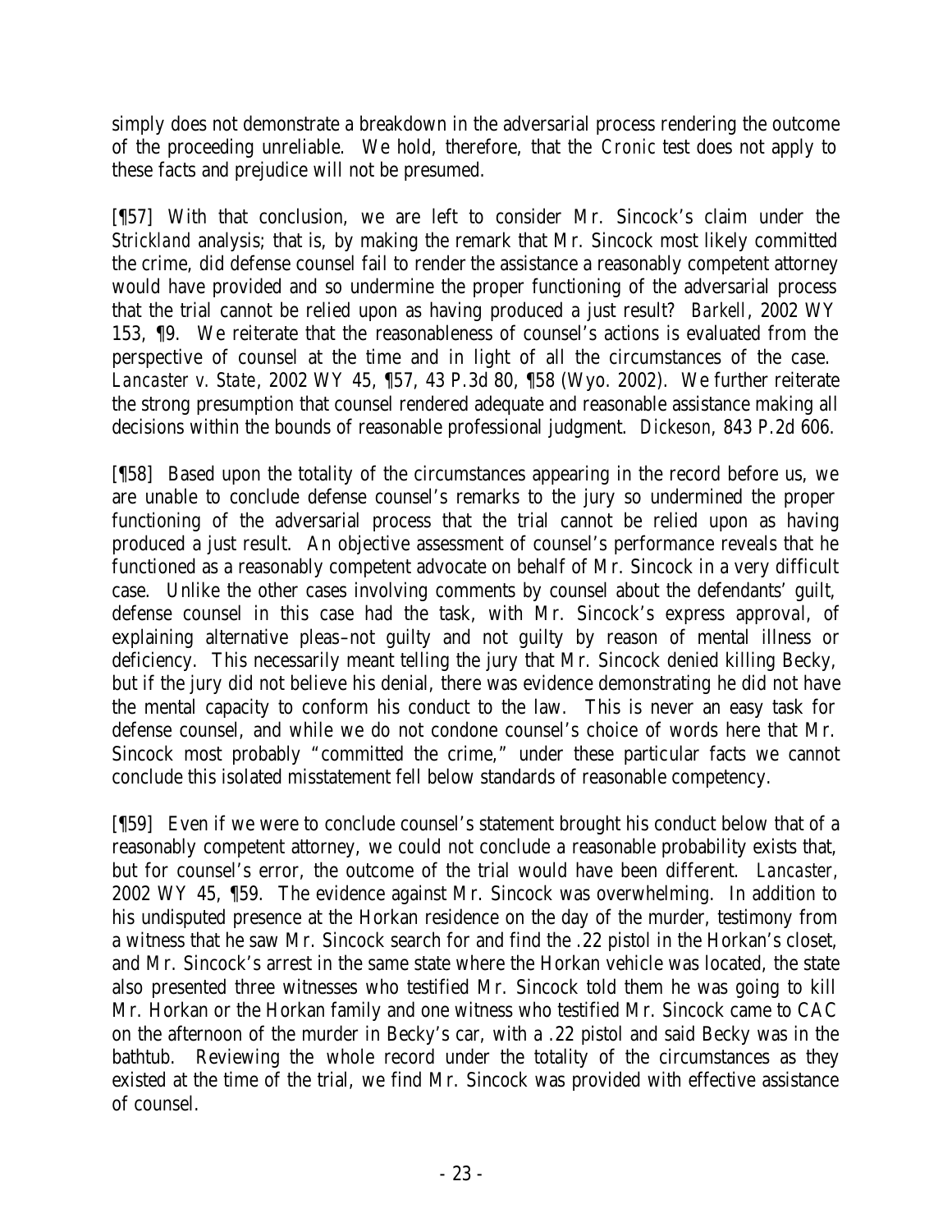simply does not demonstrate a breakdown in the adversarial process rendering the outcome of the proceeding unreliable. We hold, therefore, that the *Cronic* test does not apply to these facts and prejudice will not be presumed.

[¶57] With that conclusion, we are left to consider Mr. Sincock's claim under the *Strickland* analysis; that is, by making the remark that Mr. Sincock most likely committed the crime, did defense counsel fail to render the assistance a reasonably competent attorney would have provided and so undermine the proper functioning of the adversarial process that the trial cannot be relied upon as having produced a just result? *Barkell*, 2002 WY 153, ¶9. We reiterate that the reasonableness of counsel's actions is evaluated from the perspective of counsel at the time and in light of all the circumstances of the case. *Lancaster v. State*, 2002 WY 45, ¶57, 43 P.3d 80, ¶58 (Wyo. 2002). We further reiterate the strong presumption that counsel rendered adequate and reasonable assistance making all decisions within the bounds of reasonable professional judgment. *Dickeson*, 843 P.2d 606.

[¶58] Based upon the totality of the circumstances appearing in the record before us, we are unable to conclude defense counsel's remarks to the jury so undermined the proper functioning of the adversarial process that the trial cannot be relied upon as having produced a just result. An objective assessment of counsel's performance reveals that he functioned as a reasonably competent advocate on behalf of Mr. Sincock in a very difficult case. Unlike the other cases involving comments by counsel about the defendants' guilt, defense counsel in this case had the task, with Mr. Sincock's express approval, of explaining alternative pleas–not guilty and not guilty by reason of mental illness or deficiency. This necessarily meant telling the jury that Mr. Sincock denied killing Becky, but if the jury did not believe his denial, there was evidence demonstrating he did not have the mental capacity to conform his conduct to the law. This is never an easy task for defense counsel, and while we do not condone counsel's choice of words here that Mr. Sincock most probably "committed the crime," under these particular facts we cannot conclude this isolated misstatement fell below standards of reasonable competency.

[¶59] Even if we were to conclude counsel's statement brought his conduct below that of a reasonably competent attorney, we could not conclude a reasonable probability exists that, but for counsel's error, the outcome of the trial would have been different. *Lancaster*, 2002 WY 45, ¶59. The evidence against Mr. Sincock was overwhelming. In addition to his undisputed presence at the Horkan residence on the day of the murder, testimony from a witness that he saw Mr. Sincock search for and find the .22 pistol in the Horkan's closet, and Mr. Sincock's arrest in the same state where the Horkan vehicle was located, the state also presented three witnesses who testified Mr. Sincock told them he was going to kill Mr. Horkan or the Horkan family and one witness who testified Mr. Sincock came to CAC on the afternoon of the murder in Becky's car, with a .22 pistol and said Becky was in the bathtub. Reviewing the whole record under the totality of the circumstances as they existed at the time of the trial, we find Mr. Sincock was provided with effective assistance of counsel.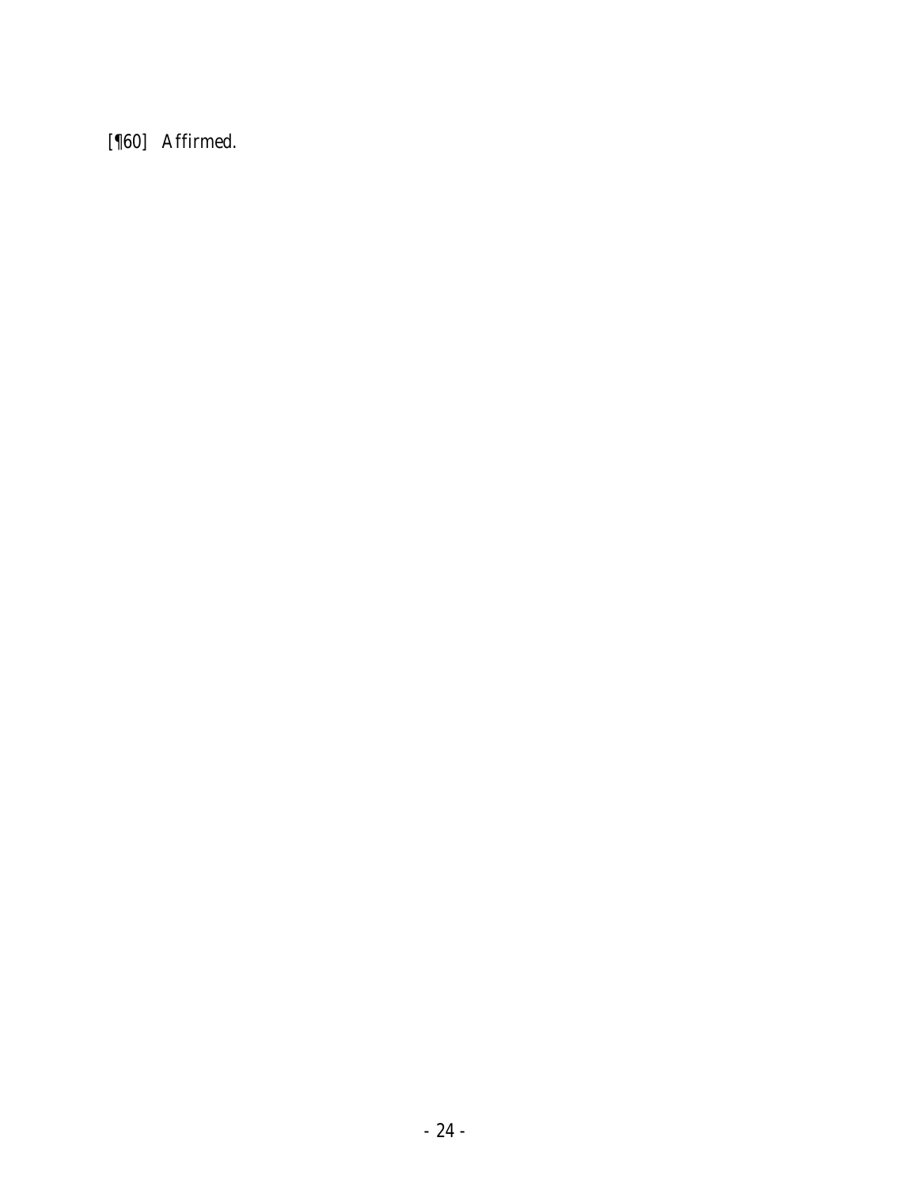[¶60] Affirmed.